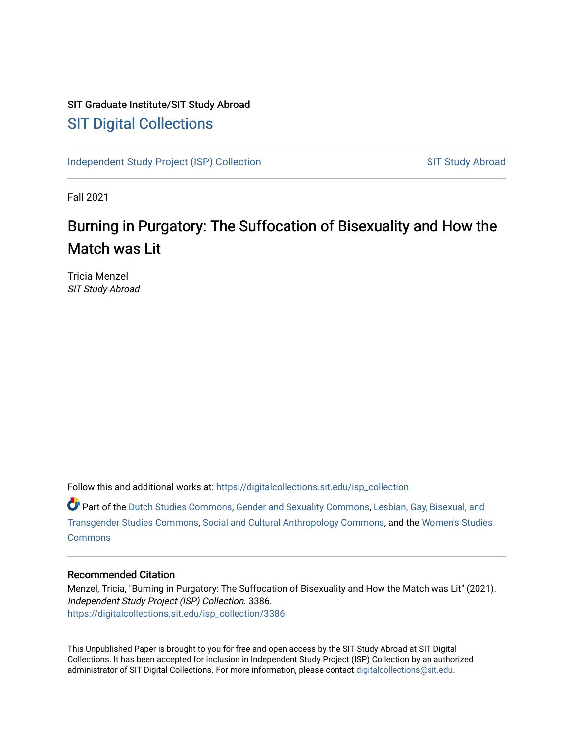SIT Graduate Institute/SIT Study Abroad

# SIT Digital Collections

Independent Study Project (ISP) Collection

SIT Study Abroad

Fall 2021

## Burning in Purgatory: The Suffocation of Bisexuality and How the Match was Lit

Tricia Menzel
*SIT Study Abroad*

Follow this and additional works at: https://digitalcollections.sit.edu/isp_collection

Part of the Dutch Studies Commons, Gender and Sexuality Commons, Lesbian, Gay, Bisexual, and Transgender Studies Commons, Social and Cultural Anthropology Commons, and the Women's Studies Commons

### Recommended Citation

Menzel, Tricia, "Burning in Purgatory: The Suffocation of Bisexuality and How the Match was Lit" (2021). *Independent Study Project (ISP) Collection*. 3386.
https://digitalcollections.sit.edu/isp_collection/3386

This Unpublished Paper is brought to you for free and open access by the SIT Study Abroad at SIT Digital Collections. It has been accepted for inclusion in Independent Study Project (ISP) Collection by an authorized administrator of SIT Digital Collections. For more information, please contact digitalcollections@sit.edu.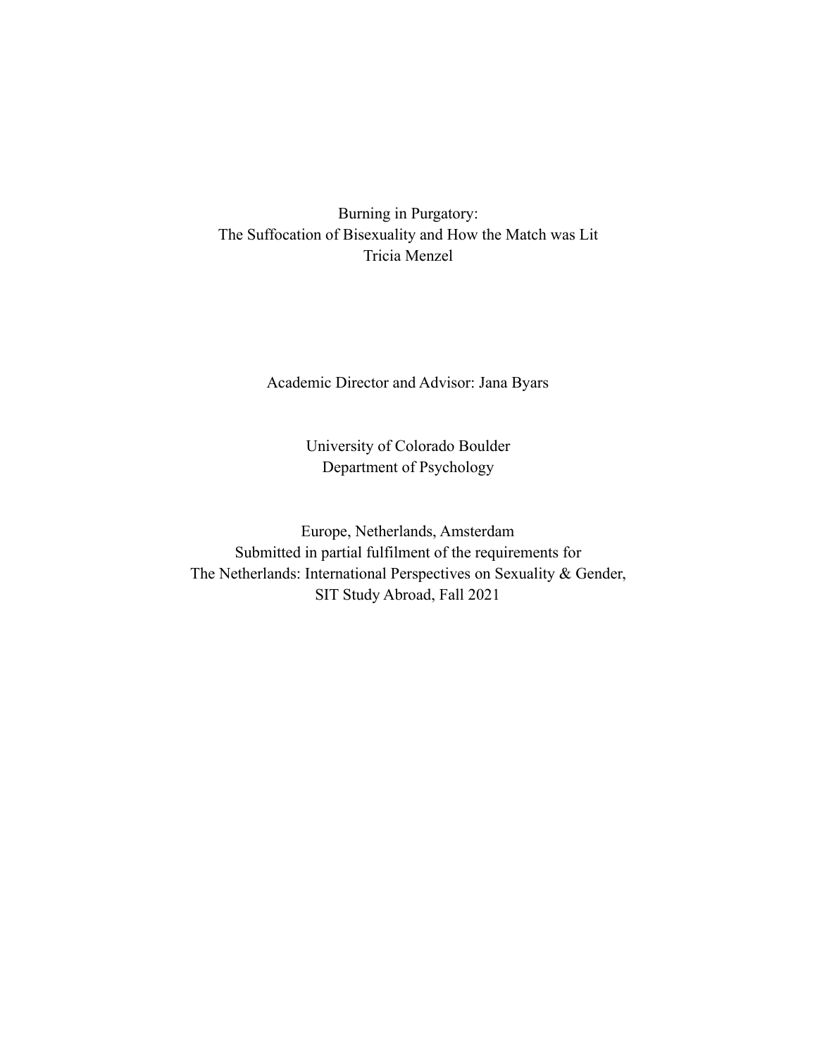Burning in Purgatory:
The Suffocation of Bisexuality and How the Match was Lit
Tricia Menzel

Academic Director and Advisor: Jana Byars

University of Colorado Boulder
Department of Psychology

Europe, Netherlands, Amsterdam
Submitted in partial fulfilment of the requirements for
The Netherlands: International Perspectives on Sexuality & Gender,
SIT Study Abroad, Fall 2021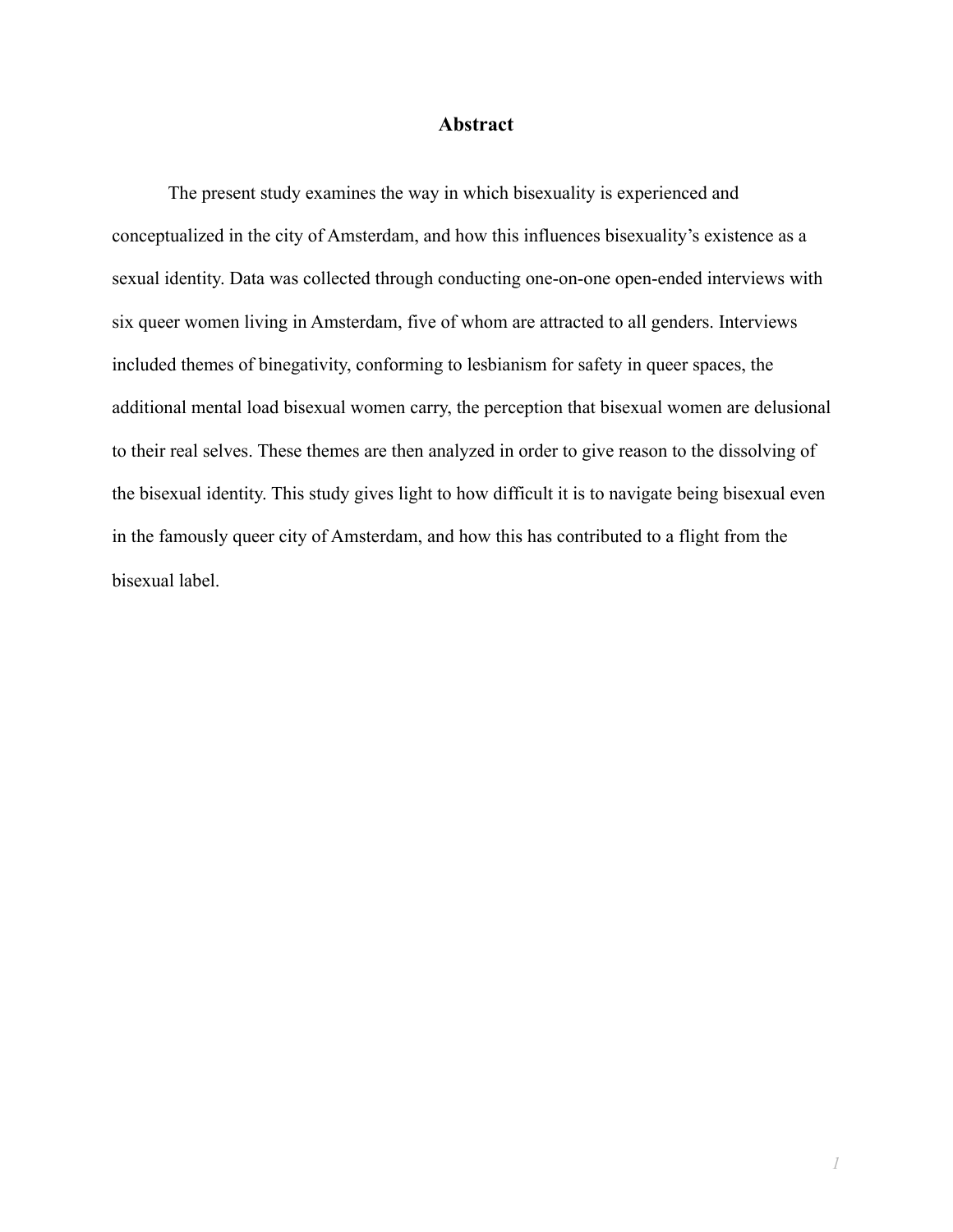# Abstract

The present study examines the way in which bisexuality is experienced and conceptualized in the city of Amsterdam, and how this influences bisexuality's existence as a sexual identity. Data was collected through conducting one-on-one open-ended interviews with six queer women living in Amsterdam, five of whom are attracted to all genders. Interviews included themes of binegativity, conforming to lesbianism for safety in queer spaces, the additional mental load bisexual women carry, the perception that bisexual women are delusional to their real selves. These themes are then analyzed in order to give reason to the dissolving of the bisexual identity. This study gives light to how difficult it is to navigate being bisexual even in the famously queer city of Amsterdam, and how this has contributed to a flight from the bisexual label.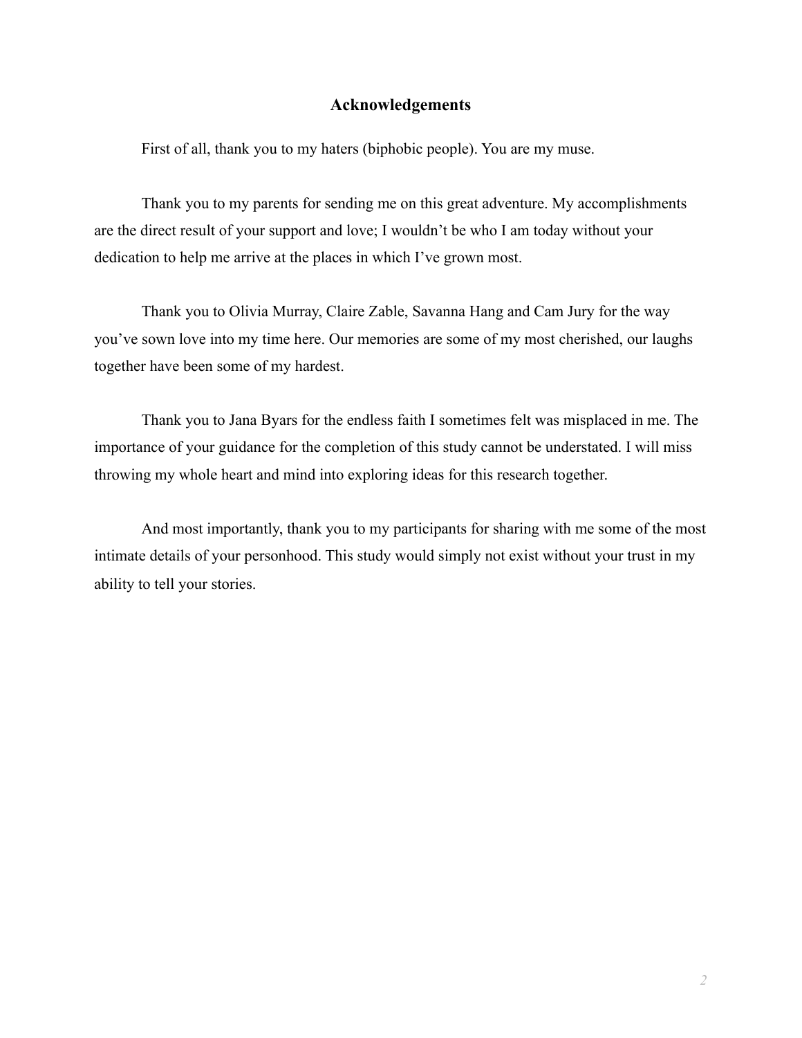# Acknowledgements

First of all, thank you to my haters (biphobic people). You are my muse.

Thank you to my parents for sending me on this great adventure. My accomplishments are the direct result of your support and love; I wouldn't be who I am today without your dedication to help me arrive at the places in which I've grown most.

Thank you to Olivia Murray, Claire Zable, Savanna Hang and Cam Jury for the way you've sown love into my time here. Our memories are some of my most cherished, our laughs together have been some of my hardest.

Thank you to Jana Byars for the endless faith I sometimes felt was misplaced in me. The importance of your guidance for the completion of this study cannot be understated. I will miss throwing my whole heart and mind into exploring ideas for this research together.

And most importantly, thank you to my participants for sharing with me some of the most intimate details of your personhood. This study would simply not exist without your trust in my ability to tell your stories.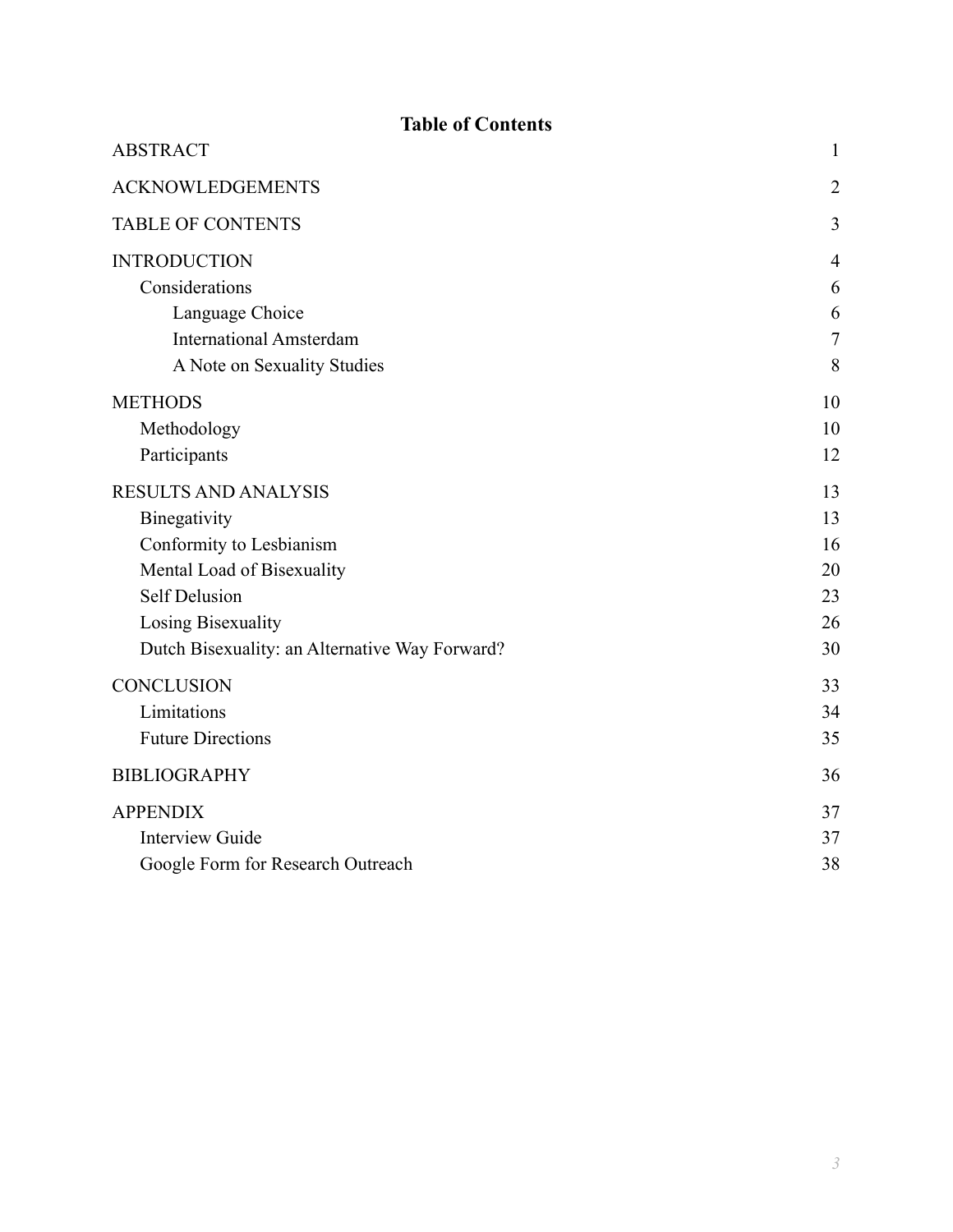# Table of Contents

| | |
|---|---|
| ABSTRACT | 1 |
| ACKNOWLEDGEMENTS | 2 |
| TABLE OF CONTENTS | 3 |
| INTRODUCTION | 4 |
| Considerations | 6 |
| Language Choice | 6 |
| International Amsterdam | 7 |
| A Note on Sexuality Studies | 8 |
| METHODS | 10 |
| Methodology | 10 |
| Participants | 12 |
| RESULTS AND ANALYSIS | 13 |
| Binegativity | 13 |
| Conformity to Lesbianism | 16 |
| Mental Load of Bisexuality | 20 |
| Self Delusion | 23 |
| Losing Bisexuality | 26 |
| Dutch Bisexuality: an Alternative Way Forward? | 30 |
| CONCLUSION | 33 |
| Limitations | 34 |
| Future Directions | 35 |
| BIBLIOGRAPHY | 36 |
| APPENDIX | 37 |
| Interview Guide | 37 |
| Google Form for Research Outreach | 38 |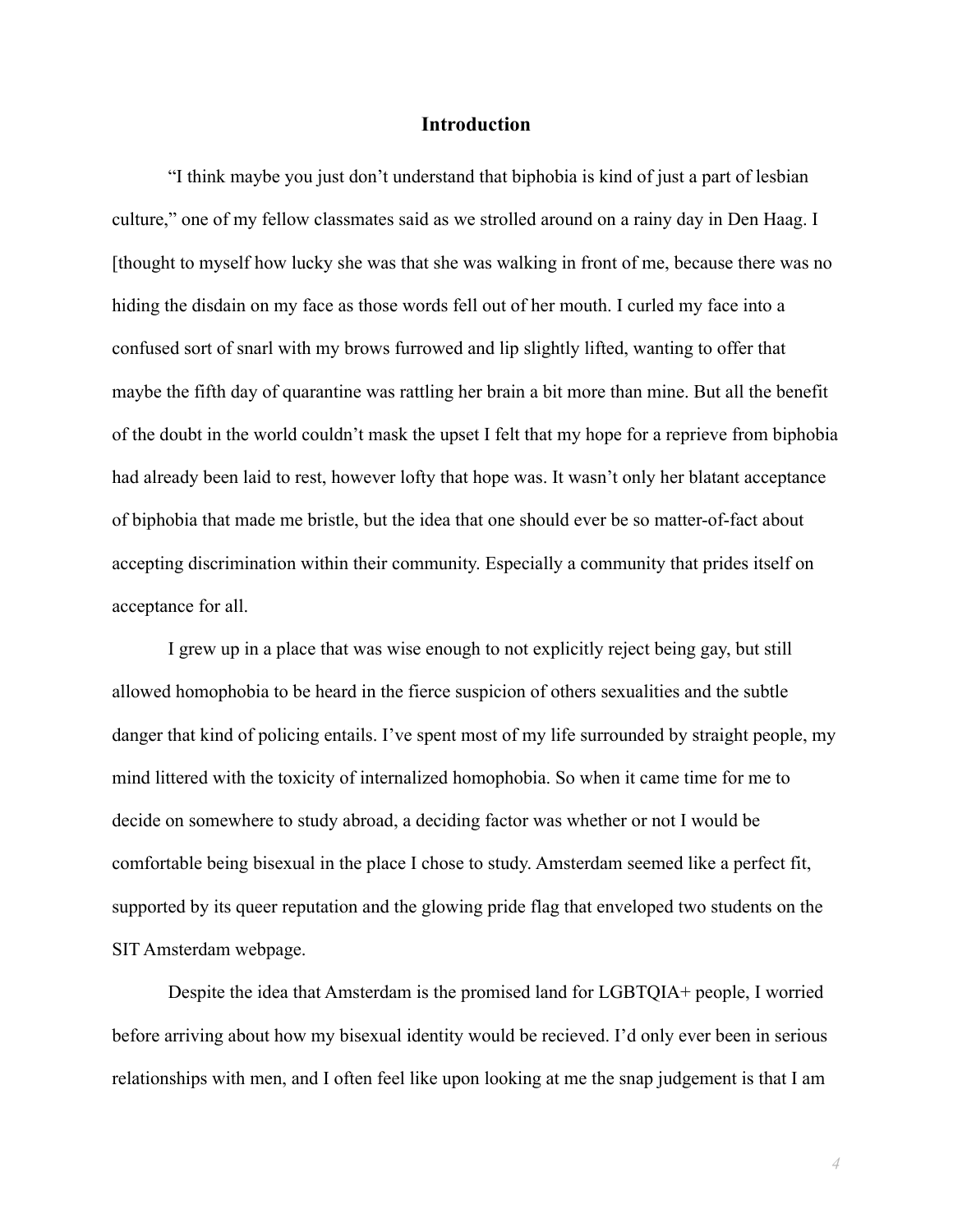## Introduction

"I think maybe you just don't understand that biphobia is kind of just a part of lesbian culture," one of my fellow classmates said as we strolled around on a rainy day in Den Haag. I [thought to myself how lucky she was that she was walking in front of me, because there was no hiding the disdain on my face as those words fell out of her mouth. I curled my face into a confused sort of snarl with my brows furrowed and lip slightly lifted, wanting to offer that maybe the fifth day of quarantine was rattling her brain a bit more than mine. But all the benefit of the doubt in the world couldn't mask the upset I felt that my hope for a reprieve from biphobia had already been laid to rest, however lofty that hope was. It wasn't only her blatant acceptance of biphobia that made me bristle, but the idea that one should ever be so matter-of-fact about accepting discrimination within their community. Especially a community that prides itself on acceptance for all.

I grew up in a place that was wise enough to not explicitly reject being gay, but still allowed homophobia to be heard in the fierce suspicion of others sexualities and the subtle danger that kind of policing entails. I've spent most of my life surrounded by straight people, my mind littered with the toxicity of internalized homophobia. So when it came time for me to decide on somewhere to study abroad, a deciding factor was whether or not I would be comfortable being bisexual in the place I chose to study. Amsterdam seemed like a perfect fit, supported by its queer reputation and the glowing pride flag that enveloped two students on the SIT Amsterdam webpage.

Despite the idea that Amsterdam is the promised land for LGBTQIA+ people, I worried before arriving about how my bisexual identity would be recieved. I'd only ever been in serious relationships with men, and I often feel like upon looking at me the snap judgement is that I am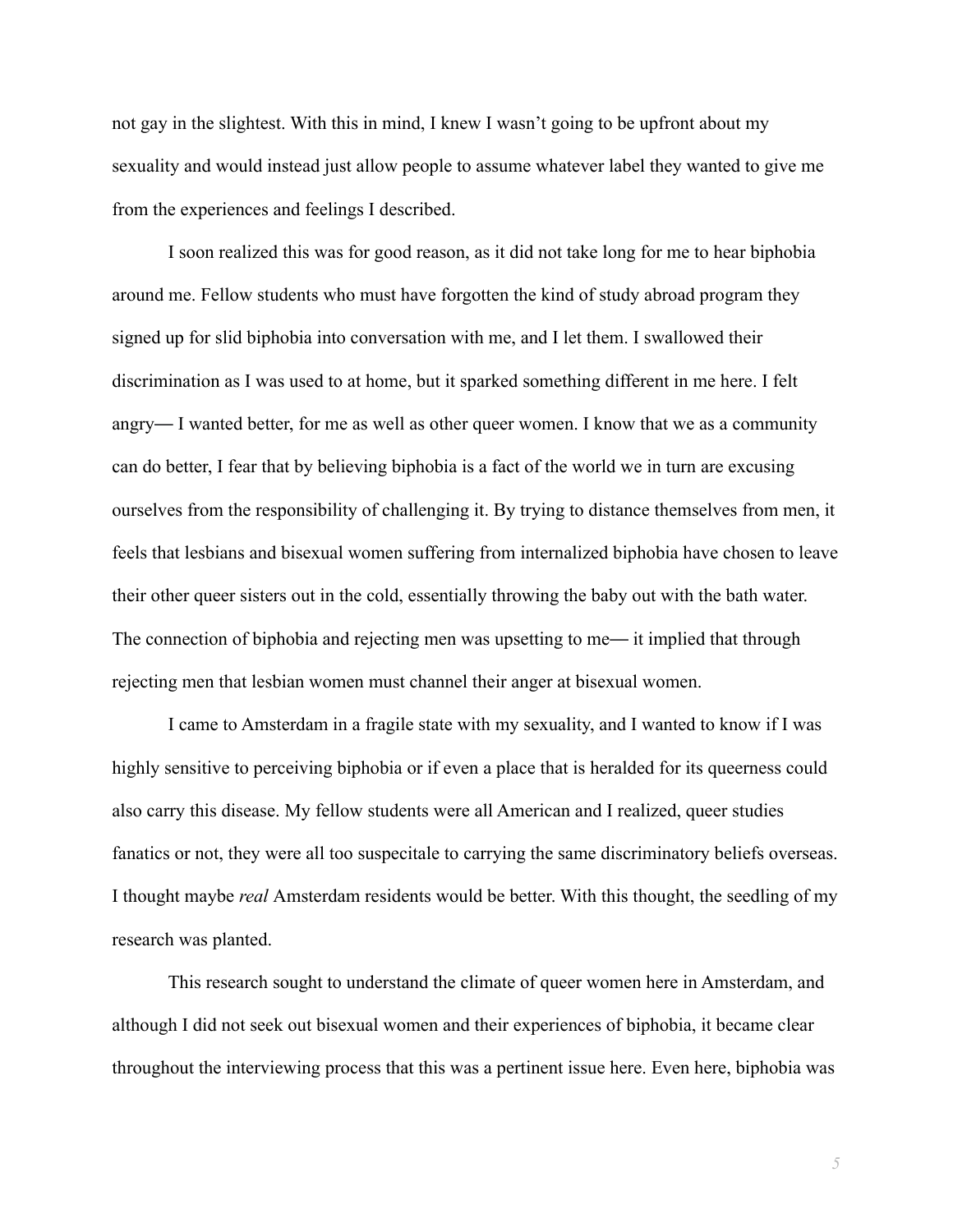not gay in the slightest. With this in mind, I knew I wasn't going to be upfront about my sexuality and would instead just allow people to assume whatever label they wanted to give me from the experiences and feelings I described.

I soon realized this was for good reason, as it did not take long for me to hear biphobia around me. Fellow students who must have forgotten the kind of study abroad program they signed up for slid biphobia into conversation with me, and I let them. I swallowed their discrimination as I was used to at home, but it sparked something different in me here. I felt angry— I wanted better, for me as well as other queer women. I know that we as a community can do better, I fear that by believing biphobia is a fact of the world we in turn are excusing ourselves from the responsibility of challenging it. By trying to distance themselves from men, it feels that lesbians and bisexual women suffering from internalized biphobia have chosen to leave their other queer sisters out in the cold, essentially throwing the baby out with the bath water. The connection of biphobia and rejecting men was upsetting to me— it implied that through rejecting men that lesbian women must channel their anger at bisexual women.

I came to Amsterdam in a fragile state with my sexuality, and I wanted to know if I was highly sensitive to perceiving biphobia or if even a place that is heralded for its queerness could also carry this disease. My fellow students were all American and I realized, queer studies fanatics or not, they were all too suspecitale to carrying the same discriminatory beliefs overseas. I thought maybe *real* Amsterdam residents would be better. With this thought, the seedling of my research was planted.

This research sought to understand the climate of queer women here in Amsterdam, and although I did not seek out bisexual women and their experiences of biphobia, it became clear throughout the interviewing process that this was a pertinent issue here. Even here, biphobia was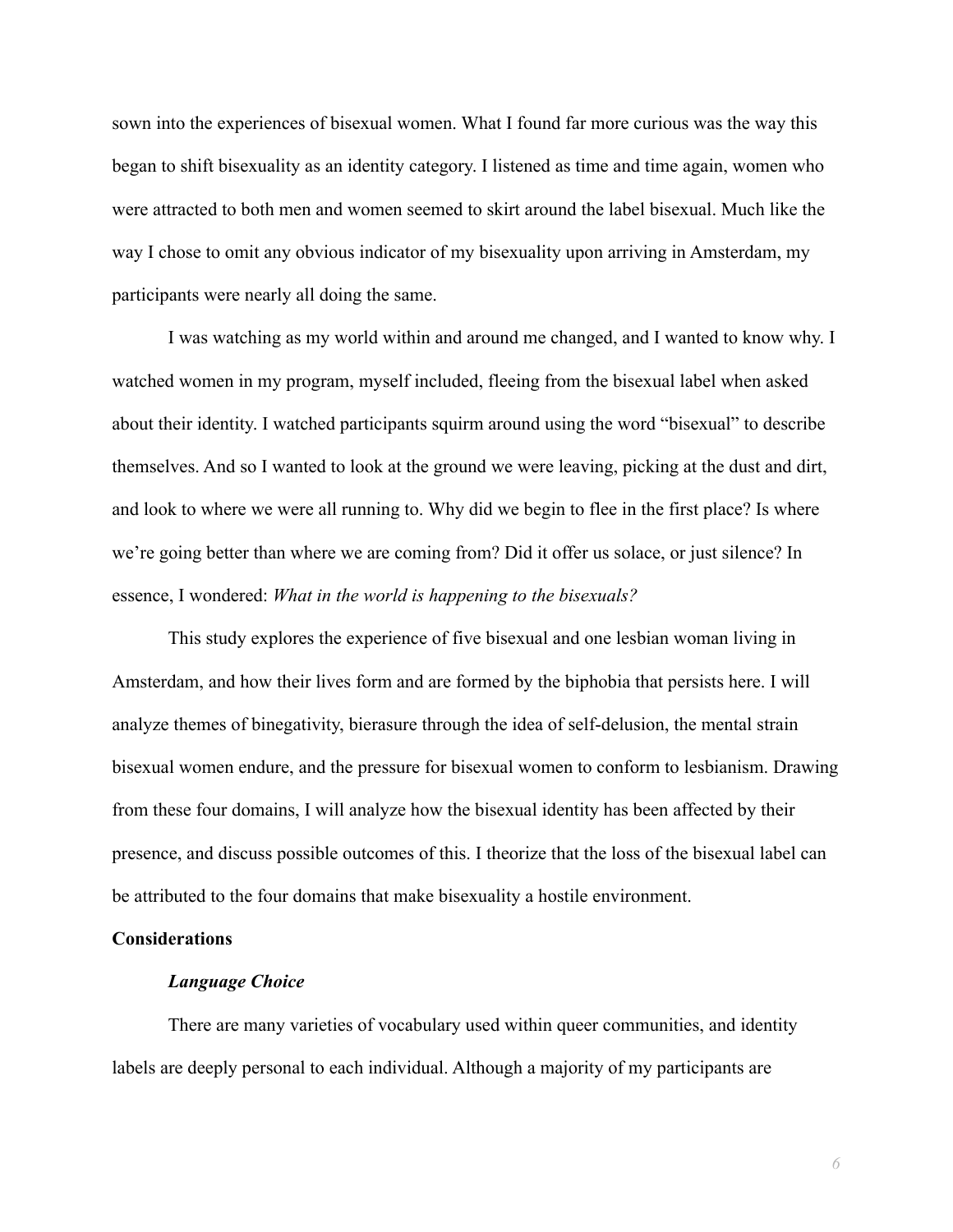sown into the experiences of bisexual women. What I found far more curious was the way this began to shift bisexuality as an identity category. I listened as time and time again, women who were attracted to both men and women seemed to skirt around the label bisexual. Much like the way I chose to omit any obvious indicator of my bisexuality upon arriving in Amsterdam, my participants were nearly all doing the same.

I was watching as my world within and around me changed, and I wanted to know why. I watched women in my program, myself included, fleeing from the bisexual label when asked about their identity. I watched participants squirm around using the word "bisexual" to describe themselves. And so I wanted to look at the ground we were leaving, picking at the dust and dirt, and look to where we were all running to. Why did we begin to flee in the first place? Is where we're going better than where we are coming from? Did it offer us solace, or just silence? In essence, I wondered: *What in the world is happening to the bisexuals?*

This study explores the experience of five bisexual and one lesbian woman living in Amsterdam, and how their lives form and are formed by the biphobia that persists here. I will analyze themes of binegativity, bierasure through the idea of self-delusion, the mental strain bisexual women endure, and the pressure for bisexual women to conform to lesbianism. Drawing from these four domains, I will analyze how the bisexual identity has been affected by their presence, and discuss possible outcomes of this. I theorize that the loss of the bisexual label can be attributed to the four domains that make bisexuality a hostile environment.

## Considerations

### *Language Choice*

There are many varieties of vocabulary used within queer communities, and identity labels are deeply personal to each individual. Although a majority of my participants are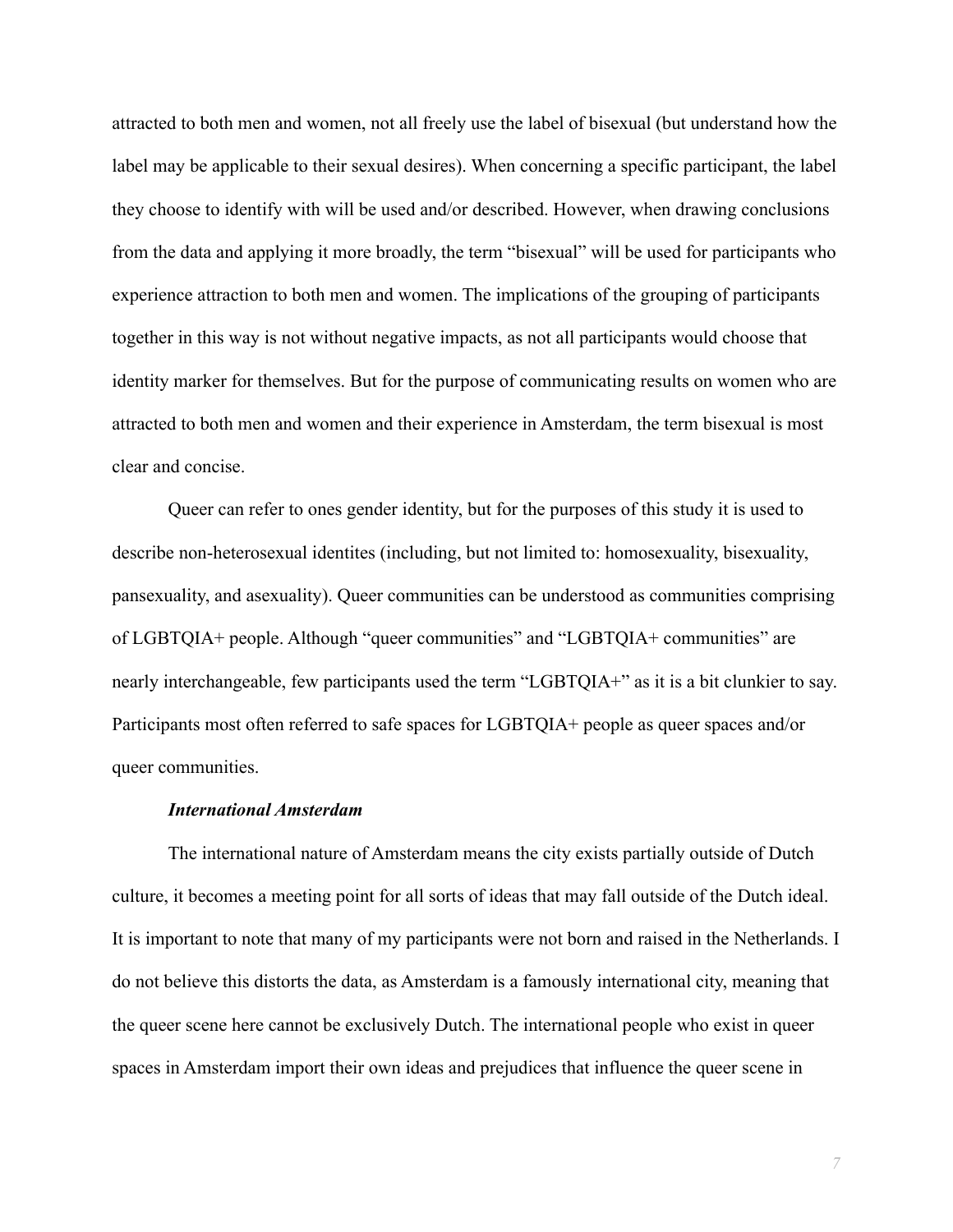attracted to both men and women, not all freely use the label of bisexual (but understand how the label may be applicable to their sexual desires). When concerning a specific participant, the label they choose to identify with will be used and/or described. However, when drawing conclusions from the data and applying it more broadly, the term "bisexual" will be used for participants who experience attraction to both men and women. The implications of the grouping of participants together in this way is not without negative impacts, as not all participants would choose that identity marker for themselves. But for the purpose of communicating results on women who are attracted to both men and women and their experience in Amsterdam, the term bisexual is most clear and concise.

Queer can refer to ones gender identity, but for the purposes of this study it is used to describe non-heterosexual identites (including, but not limited to: homosexuality, bisexuality, pansexuality, and asexuality). Queer communities can be understood as communities comprising of LGBTQIA+ people. Although "queer communities" and "LGBTQIA+ communities" are nearly interchangeable, few participants used the term "LGBTQIA+" as it is a bit clunkier to say. Participants most often referred to safe spaces for LGBTQIA+ people as queer spaces and/or queer communities.

***International Amsterdam***

The international nature of Amsterdam means the city exists partially outside of Dutch culture, it becomes a meeting point for all sorts of ideas that may fall outside of the Dutch ideal. It is important to note that many of my participants were not born and raised in the Netherlands. I do not believe this distorts the data, as Amsterdam is a famously international city, meaning that the queer scene here cannot be exclusively Dutch. The international people who exist in queer spaces in Amsterdam import their own ideas and prejudices that influence the queer scene in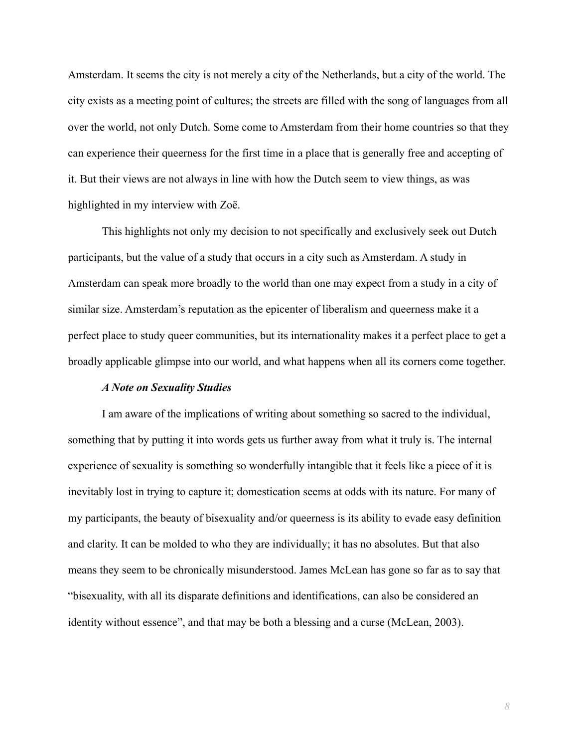Amsterdam. It seems the city is not merely a city of the Netherlands, but a city of the world. The city exists as a meeting point of cultures; the streets are filled with the song of languages from all over the world, not only Dutch. Some come to Amsterdam from their home countries so that they can experience their queerness for the first time in a place that is generally free and accepting of it. But their views are not always in line with how the Dutch seem to view things, as was highlighted in my interview with Zoë.

This highlights not only my decision to not specifically and exclusively seek out Dutch participants, but the value of a study that occurs in a city such as Amsterdam. A study in Amsterdam can speak more broadly to the world than one may expect from a study in a city of similar size. Amsterdam's reputation as the epicenter of liberalism and queerness make it a perfect place to study queer communities, but its internationality makes it a perfect place to get a broadly applicable glimpse into our world, and what happens when all its corners come together.

***A Note on Sexuality Studies***

I am aware of the implications of writing about something so sacred to the individual, something that by putting it into words gets us further away from what it truly is. The internal experience of sexuality is something so wonderfully intangible that it feels like a piece of it is inevitably lost in trying to capture it; domestication seems at odds with its nature. For many of my participants, the beauty of bisexuality and/or queerness is its ability to evade easy definition and clarity. It can be molded to who they are individually; it has no absolutes. But that also means they seem to be chronically misunderstood. James McLean has gone so far as to say that "bisexuality, with all its disparate definitions and identifications, can also be considered an identity without essence", and that may be both a blessing and a curse (McLean, 2003).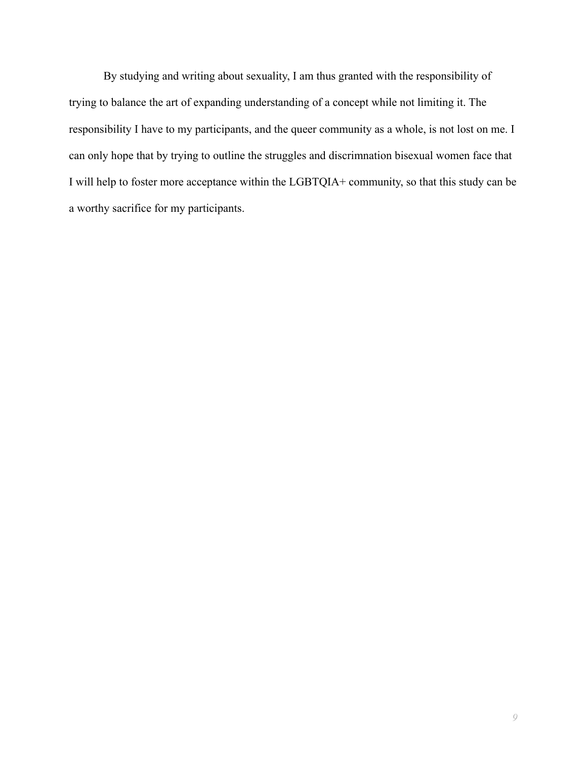By studying and writing about sexuality, I am thus granted with the responsibility of trying to balance the art of expanding understanding of a concept while not limiting it. The responsibility I have to my participants, and the queer community as a whole, is not lost on me. I can only hope that by trying to outline the struggles and discrimnation bisexual women face that I will help to foster more acceptance within the LGBTQIA+ community, so that this study can be a worthy sacrifice for my participants.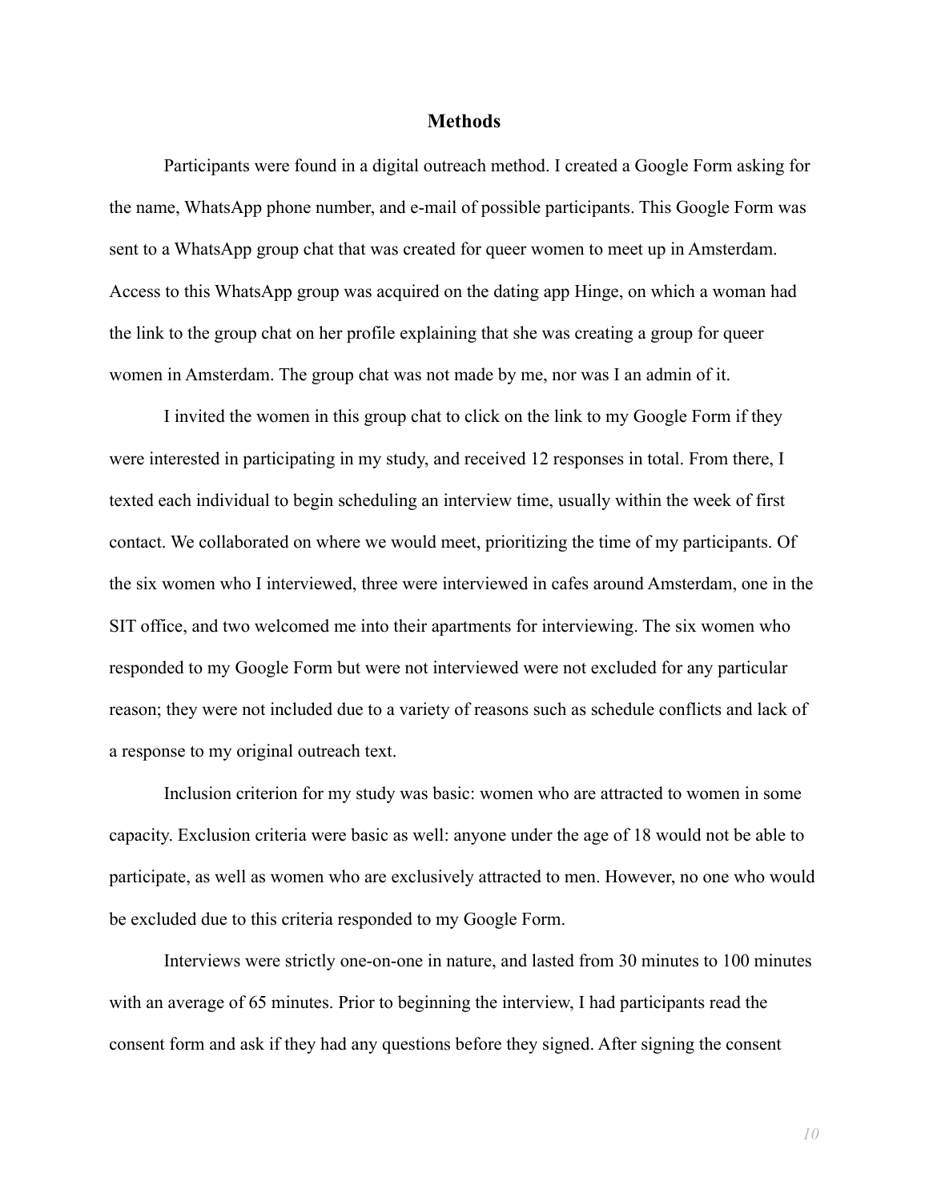# Methods

Participants were found in a digital outreach method. I created a Google Form asking for the name, WhatsApp phone number, and e-mail of possible participants. This Google Form was sent to a WhatsApp group chat that was created for queer women to meet up in Amsterdam. Access to this WhatsApp group was acquired on the dating app Hinge, on which a woman had the link to the group chat on her profile explaining that she was creating a group for queer women in Amsterdam. The group chat was not made by me, nor was I an admin of it.

I invited the women in this group chat to click on the link to my Google Form if they were interested in participating in my study, and received 12 responses in total. From there, I texted each individual to begin scheduling an interview time, usually within the week of first contact. We collaborated on where we would meet, prioritizing the time of my participants. Of the six women who I interviewed, three were interviewed in cafes around Amsterdam, one in the SIT office, and two welcomed me into their apartments for interviewing. The six women who responded to my Google Form but were not interviewed were not excluded for any particular reason; they were not included due to a variety of reasons such as schedule conflicts and lack of a response to my original outreach text.

Inclusion criterion for my study was basic: women who are attracted to women in some capacity. Exclusion criteria were basic as well: anyone under the age of 18 would not be able to participate, as well as women who are exclusively attracted to men. However, no one who would be excluded due to this criteria responded to my Google Form.

Interviews were strictly one-on-one in nature, and lasted from 30 minutes to 100 minutes with an average of 65 minutes. Prior to beginning the interview, I had participants read the consent form and ask if they had any questions before they signed. After signing the consent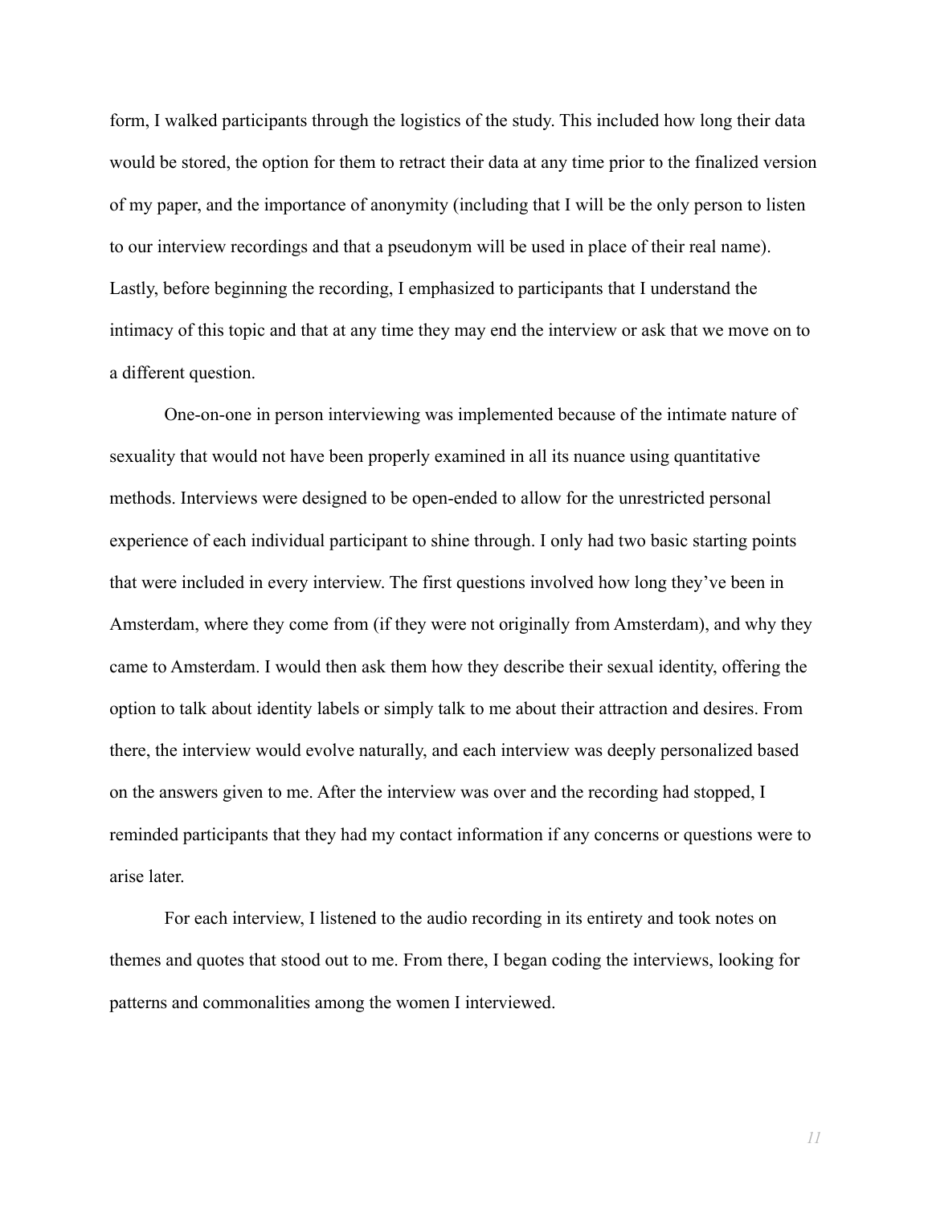form, I walked participants through the logistics of the study. This included how long their data would be stored, the option for them to retract their data at any time prior to the finalized version of my paper, and the importance of anonymity (including that I will be the only person to listen to our interview recordings and that a pseudonym will be used in place of their real name). Lastly, before beginning the recording, I emphasized to participants that I understand the intimacy of this topic and that at any time they may end the interview or ask that we move on to a different question.

One-on-one in person interviewing was implemented because of the intimate nature of sexuality that would not have been properly examined in all its nuance using quantitative methods. Interviews were designed to be open-ended to allow for the unrestricted personal experience of each individual participant to shine through. I only had two basic starting points that were included in every interview. The first questions involved how long they've been in Amsterdam, where they come from (if they were not originally from Amsterdam), and why they came to Amsterdam. I would then ask them how they describe their sexual identity, offering the option to talk about identity labels or simply talk to me about their attraction and desires. From there, the interview would evolve naturally, and each interview was deeply personalized based on the answers given to me. After the interview was over and the recording had stopped, I reminded participants that they had my contact information if any concerns or questions were to arise later.

For each interview, I listened to the audio recording in its entirety and took notes on themes and quotes that stood out to me. From there, I began coding the interviews, looking for patterns and commonalities among the women I interviewed.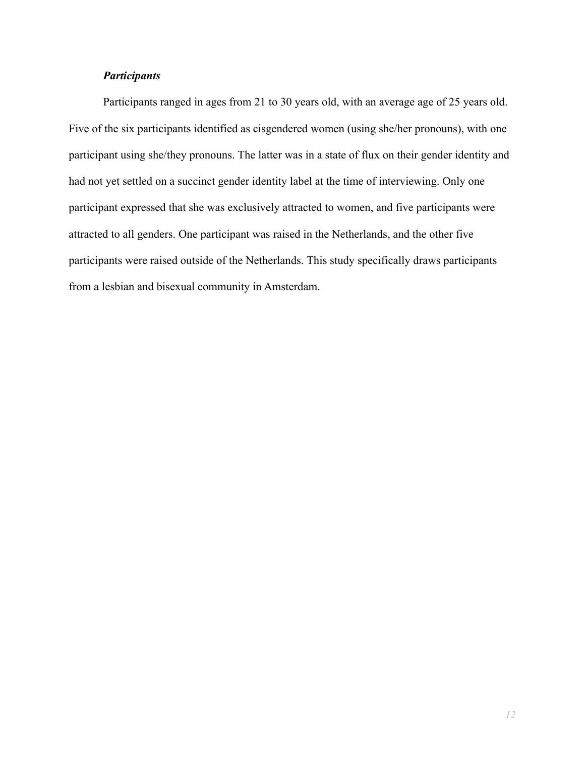### *Participants*

Participants ranged in ages from 21 to 30 years old, with an average age of 25 years old. Five of the six participants identified as cisgendered women (using she/her pronouns), with one participant using she/they pronouns. The latter was in a state of flux on their gender identity and had not yet settled on a succinct gender identity label at the time of interviewing. Only one participant expressed that she was exclusively attracted to women, and five participants were attracted to all genders. One participant was raised in the Netherlands, and the other five participants were raised outside of the Netherlands. This study specifically draws participants from a lesbian and bisexual community in Amsterdam.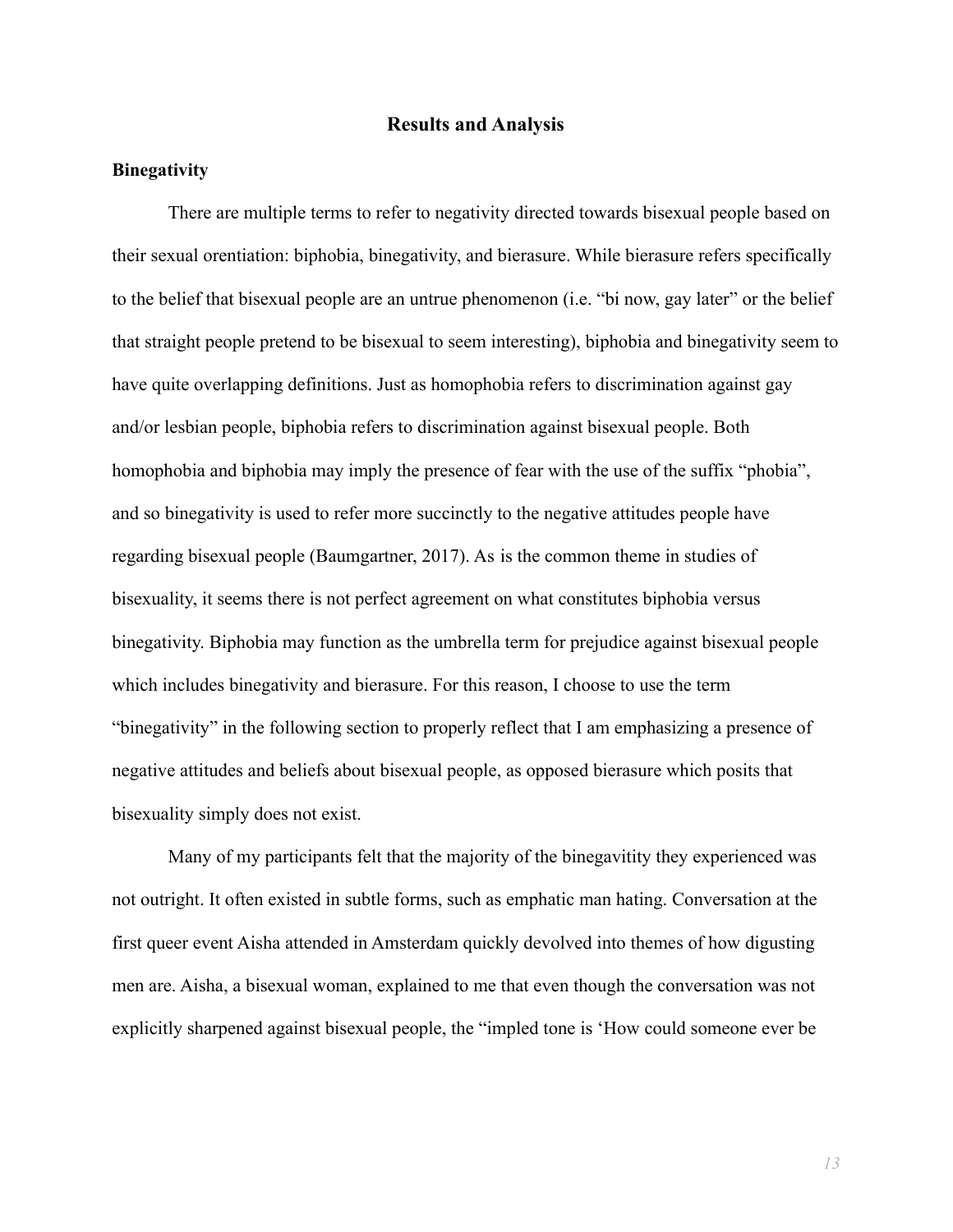## Results and Analysis

### Binegativity

There are multiple terms to refer to negativity directed towards bisexual people based on their sexual orentiation: biphobia, binegativity, and bierasure. While bierasure refers specifically to the belief that bisexual people are an untrue phenomenon (i.e. "bi now, gay later" or the belief that straight people pretend to be bisexual to seem interesting), biphobia and binegativity seem to have quite overlapping definitions. Just as homophobia refers to discrimination against gay and/or lesbian people, biphobia refers to discrimination against bisexual people. Both homophobia and biphobia may imply the presence of fear with the use of the suffix "phobia", and so binegativity is used to refer more succinctly to the negative attitudes people have regarding bisexual people (Baumgartner, 2017). As is the common theme in studies of bisexuality, it seems there is not perfect agreement on what constitutes biphobia versus binegativity. Biphobia may function as the umbrella term for prejudice against bisexual people which includes binegativity and bierasure. For this reason, I choose to use the term "binegativity" in the following section to properly reflect that I am emphasizing a presence of negative attitudes and beliefs about bisexual people, as opposed bierasure which posits that bisexuality simply does not exist.

Many of my participants felt that the majority of the binegavitity they experienced was not outright. It often existed in subtle forms, such as emphatic man hating. Conversation at the first queer event Aisha attended in Amsterdam quickly devolved into themes of how digusting men are. Aisha, a bisexual woman, explained to me that even though the conversation was not explicitly sharpened against bisexual people, the "impled tone is 'How could someone ever be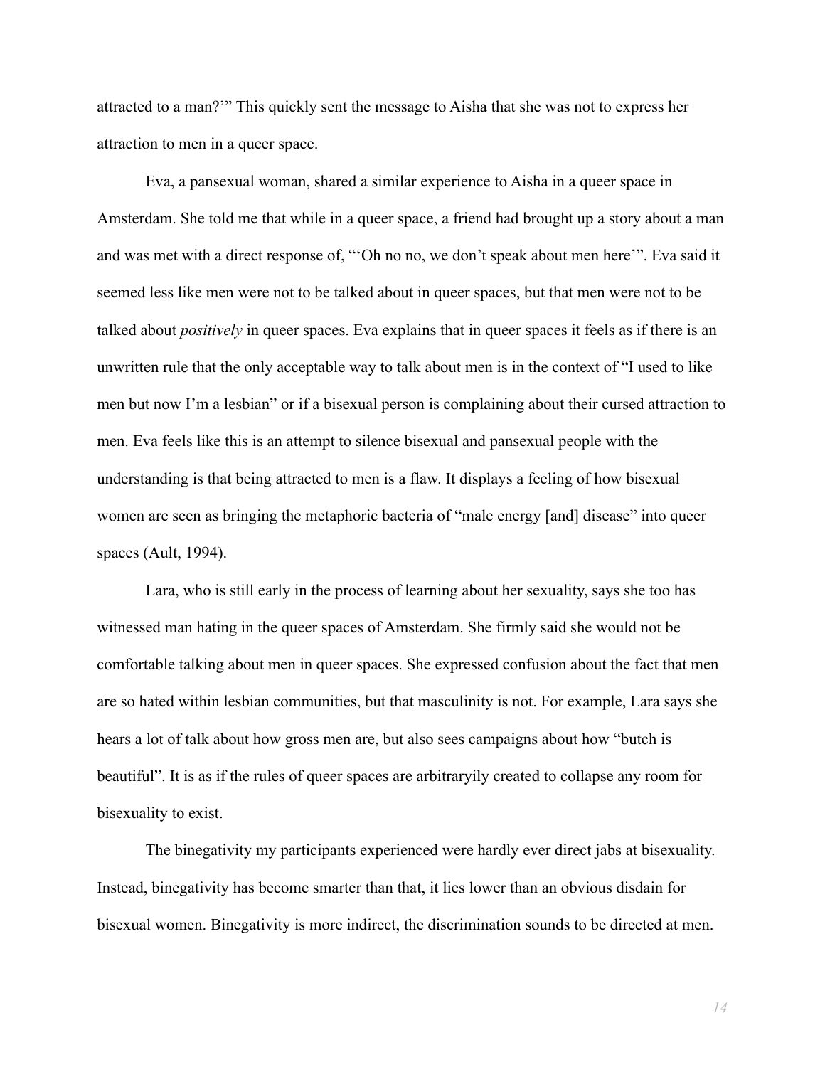attracted to a man?'" This quickly sent the message to Aisha that she was not to express her attraction to men in a queer space.

Eva, a pansexual woman, shared a similar experience to Aisha in a queer space in Amsterdam. She told me that while in a queer space, a friend had brought up a story about a man and was met with a direct response of, "'Oh no no, we don't speak about men here'". Eva said it seemed less like men were not to be talked about in queer spaces, but that men were not to be talked about *positively* in queer spaces. Eva explains that in queer spaces it feels as if there is an unwritten rule that the only acceptable way to talk about men is in the context of "I used to like men but now I'm a lesbian" or if a bisexual person is complaining about their cursed attraction to men. Eva feels like this is an attempt to silence bisexual and pansexual people with the understanding is that being attracted to men is a flaw. It displays a feeling of how bisexual women are seen as bringing the metaphoric bacteria of "male energy [and] disease" into queer spaces (Ault, 1994).

Lara, who is still early in the process of learning about her sexuality, says she too has witnessed man hating in the queer spaces of Amsterdam. She firmly said she would not be comfortable talking about men in queer spaces. She expressed confusion about the fact that men are so hated within lesbian communities, but that masculinity is not. For example, Lara says she hears a lot of talk about how gross men are, but also sees campaigns about how "butch is beautiful". It is as if the rules of queer spaces are arbitraryily created to collapse any room for bisexuality to exist.

The binegativity my participants experienced were hardly ever direct jabs at bisexuality. Instead, binegativity has become smarter than that, it lies lower than an obvious disdain for bisexual women. Binegativity is more indirect, the discrimination sounds to be directed at men.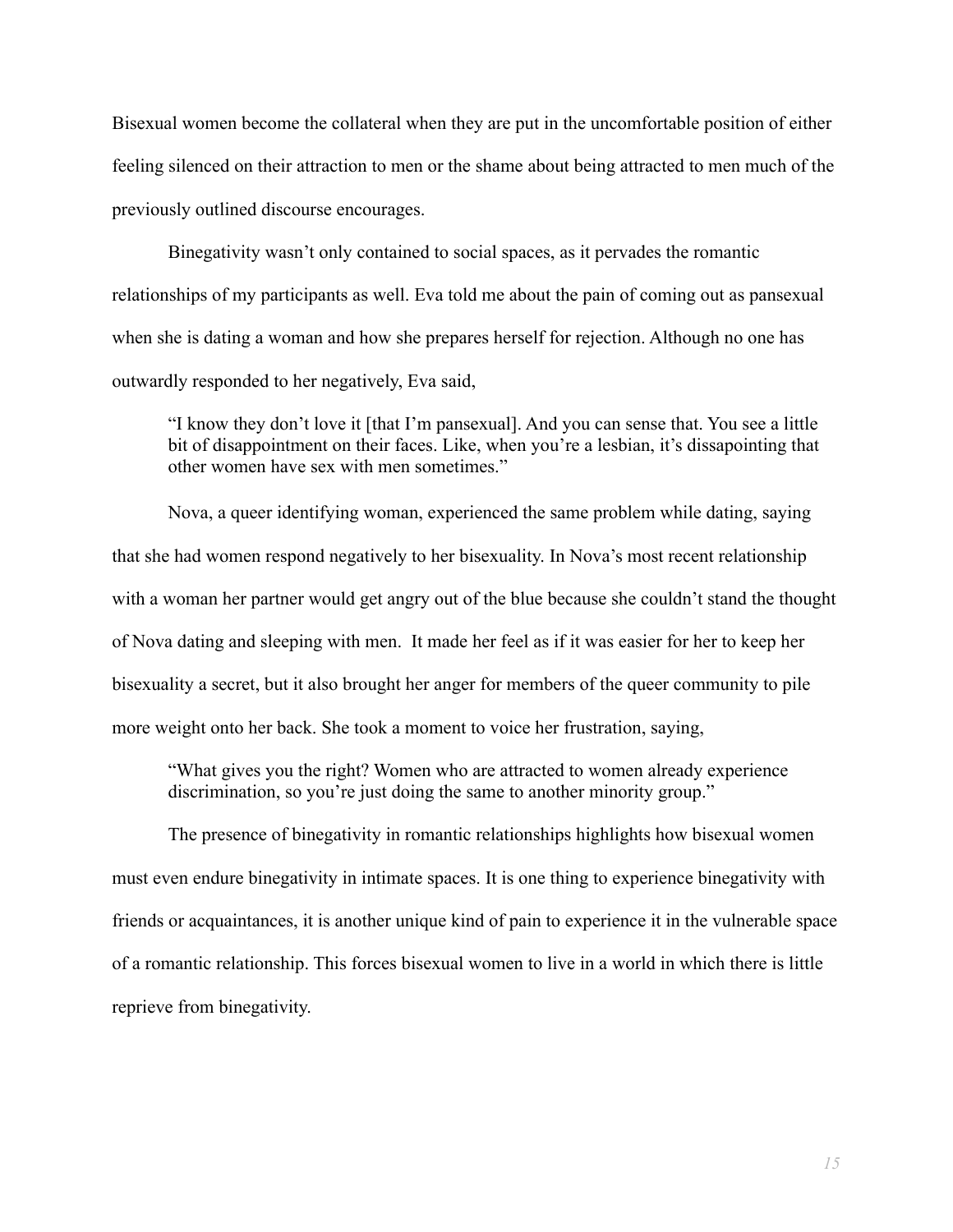Bisexual women become the collateral when they are put in the uncomfortable position of either feeling silenced on their attraction to men or the shame about being attracted to men much of the previously outlined discourse encourages.

Binegativity wasn't only contained to social spaces, as it pervades the romantic relationships of my participants as well. Eva told me about the pain of coming out as pansexual when she is dating a woman and how she prepares herself for rejection. Although no one has outwardly responded to her negatively, Eva said,

> "I know they don't love it [that I'm pansexual]. And you can sense that. You see a little bit of disappointment on their faces. Like, when you're a lesbian, it's dissapointing that other women have sex with men sometimes."

Nova, a queer identifying woman, experienced the same problem while dating, saying that she had women respond negatively to her bisexuality. In Nova's most recent relationship with a woman her partner would get angry out of the blue because she couldn't stand the thought of Nova dating and sleeping with men. It made her feel as if it was easier for her to keep her bisexuality a secret, but it also brought her anger for members of the queer community to pile more weight onto her back. She took a moment to voice her frustration, saying,

> "What gives you the right? Women who are attracted to women already experience discrimination, so you're just doing the same to another minority group."

The presence of binegativity in romantic relationships highlights how bisexual women must even endure binegativity in intimate spaces. It is one thing to experience binegativity with friends or acquaintances, it is another unique kind of pain to experience it in the vulnerable space of a romantic relationship. This forces bisexual women to live in a world in which there is little reprieve from binegativity.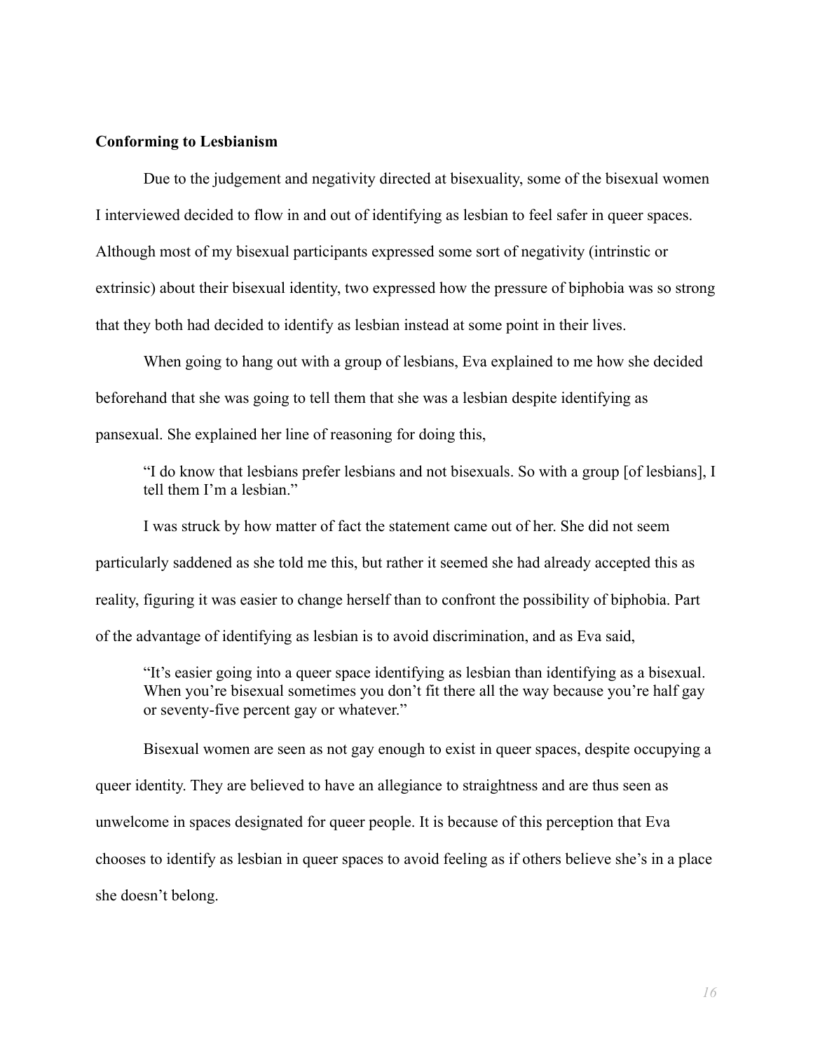**Conforming to Lesbianism**

Due to the judgement and negativity directed at bisexuality, some of the bisexual women I interviewed decided to flow in and out of identifying as lesbian to feel safer in queer spaces. Although most of my bisexual participants expressed some sort of negativity (intrinstic or extrinsic) about their bisexual identity, two expressed how the pressure of biphobia was so strong that they both had decided to identify as lesbian instead at some point in their lives.

When going to hang out with a group of lesbians, Eva explained to me how she decided beforehand that she was going to tell them that she was a lesbian despite identifying as pansexual. She explained her line of reasoning for doing this,

> "I do know that lesbians prefer lesbians and not bisexuals. So with a group [of lesbians], I tell them I'm a lesbian."

I was struck by how matter of fact the statement came out of her. She did not seem particularly saddened as she told me this, but rather it seemed she had already accepted this as reality, figuring it was easier to change herself than to confront the possibility of biphobia. Part of the advantage of identifying as lesbian is to avoid discrimination, and as Eva said,

> "It's easier going into a queer space identifying as lesbian than identifying as a bisexual. When you're bisexual sometimes you don't fit there all the way because you're half gay or seventy-five percent gay or whatever."

Bisexual women are seen as not gay enough to exist in queer spaces, despite occupying a queer identity. They are believed to have an allegiance to straightness and are thus seen as unwelcome in spaces designated for queer people. It is because of this perception that Eva chooses to identify as lesbian in queer spaces to avoid feeling as if others believe she's in a place she doesn't belong.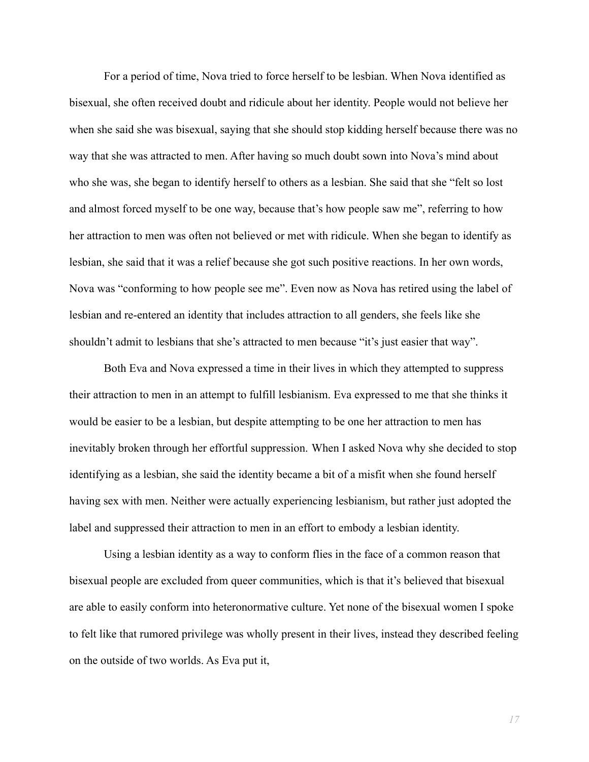For a period of time, Nova tried to force herself to be lesbian. When Nova identified as bisexual, she often received doubt and ridicule about her identity. People would not believe her when she said she was bisexual, saying that she should stop kidding herself because there was no way that she was attracted to men. After having so much doubt sown into Nova's mind about who she was, she began to identify herself to others as a lesbian. She said that she "felt so lost and almost forced myself to be one way, because that's how people saw me", referring to how her attraction to men was often not believed or met with ridicule. When she began to identify as lesbian, she said that it was a relief because she got such positive reactions. In her own words, Nova was "conforming to how people see me". Even now as Nova has retired using the label of lesbian and re-entered an identity that includes attraction to all genders, she feels like she shouldn't admit to lesbians that she's attracted to men because "it's just easier that way".

Both Eva and Nova expressed a time in their lives in which they attempted to suppress their attraction to men in an attempt to fulfill lesbianism. Eva expressed to me that she thinks it would be easier to be a lesbian, but despite attempting to be one her attraction to men has inevitably broken through her effortful suppression. When I asked Nova why she decided to stop identifying as a lesbian, she said the identity became a bit of a misfit when she found herself having sex with men. Neither were actually experiencing lesbianism, but rather just adopted the label and suppressed their attraction to men in an effort to embody a lesbian identity.

Using a lesbian identity as a way to conform flies in the face of a common reason that bisexual people are excluded from queer communities, which is that it's believed that bisexual are able to easily conform into heteronormative culture. Yet none of the bisexual women I spoke to felt like that rumored privilege was wholly present in their lives, instead they described feeling on the outside of two worlds. As Eva put it,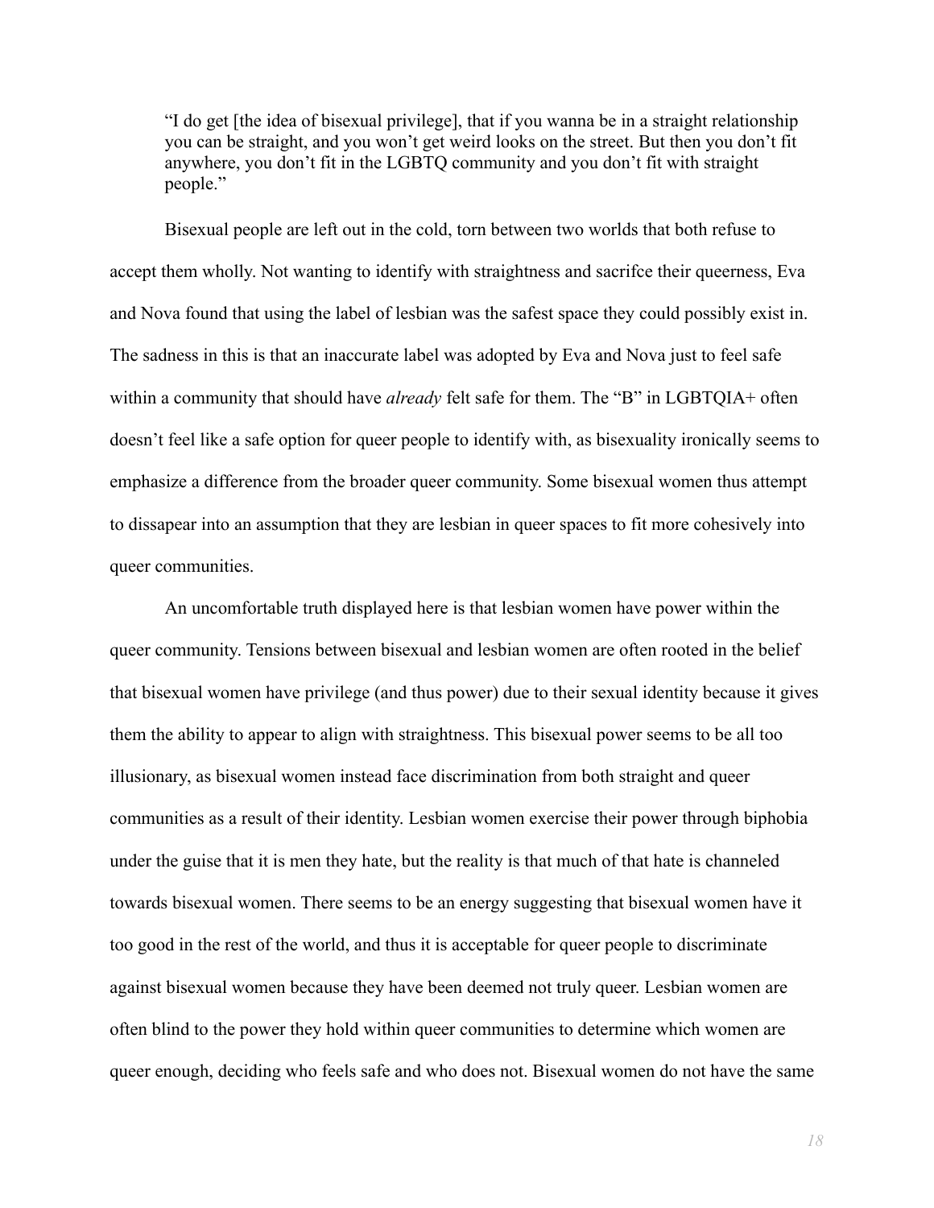> "I do get [the idea of bisexual privilege], that if you wanna be in a straight relationship you can be straight, and you won't get weird looks on the street. But then you don't fit anywhere, you don't fit in the LGBTQ community and you don't fit with straight people."

Bisexual people are left out in the cold, torn between two worlds that both refuse to accept them wholly. Not wanting to identify with straightness and sacrifce their queerness, Eva and Nova found that using the label of lesbian was the safest space they could possibly exist in. The sadness in this is that an inaccurate label was adopted by Eva and Nova just to feel safe within a community that should have *already* felt safe for them. The "B" in LGBTQIA+ often doesn't feel like a safe option for queer people to identify with, as bisexuality ironically seems to emphasize a difference from the broader queer community. Some bisexual women thus attempt to dissapear into an assumption that they are lesbian in queer spaces to fit more cohesively into queer communities.

An uncomfortable truth displayed here is that lesbian women have power within the queer community. Tensions between bisexual and lesbian women are often rooted in the belief that bisexual women have privilege (and thus power) due to their sexual identity because it gives them the ability to appear to align with straightness. This bisexual power seems to be all too illusionary, as bisexual women instead face discrimination from both straight and queer communities as a result of their identity. Lesbian women exercise their power through biphobia under the guise that it is men they hate, but the reality is that much of that hate is channeled towards bisexual women. There seems to be an energy suggesting that bisexual women have it too good in the rest of the world, and thus it is acceptable for queer people to discriminate against bisexual women because they have been deemed not truly queer. Lesbian women are often blind to the power they hold within queer communities to determine which women are queer enough, deciding who feels safe and who does not. Bisexual women do not have the same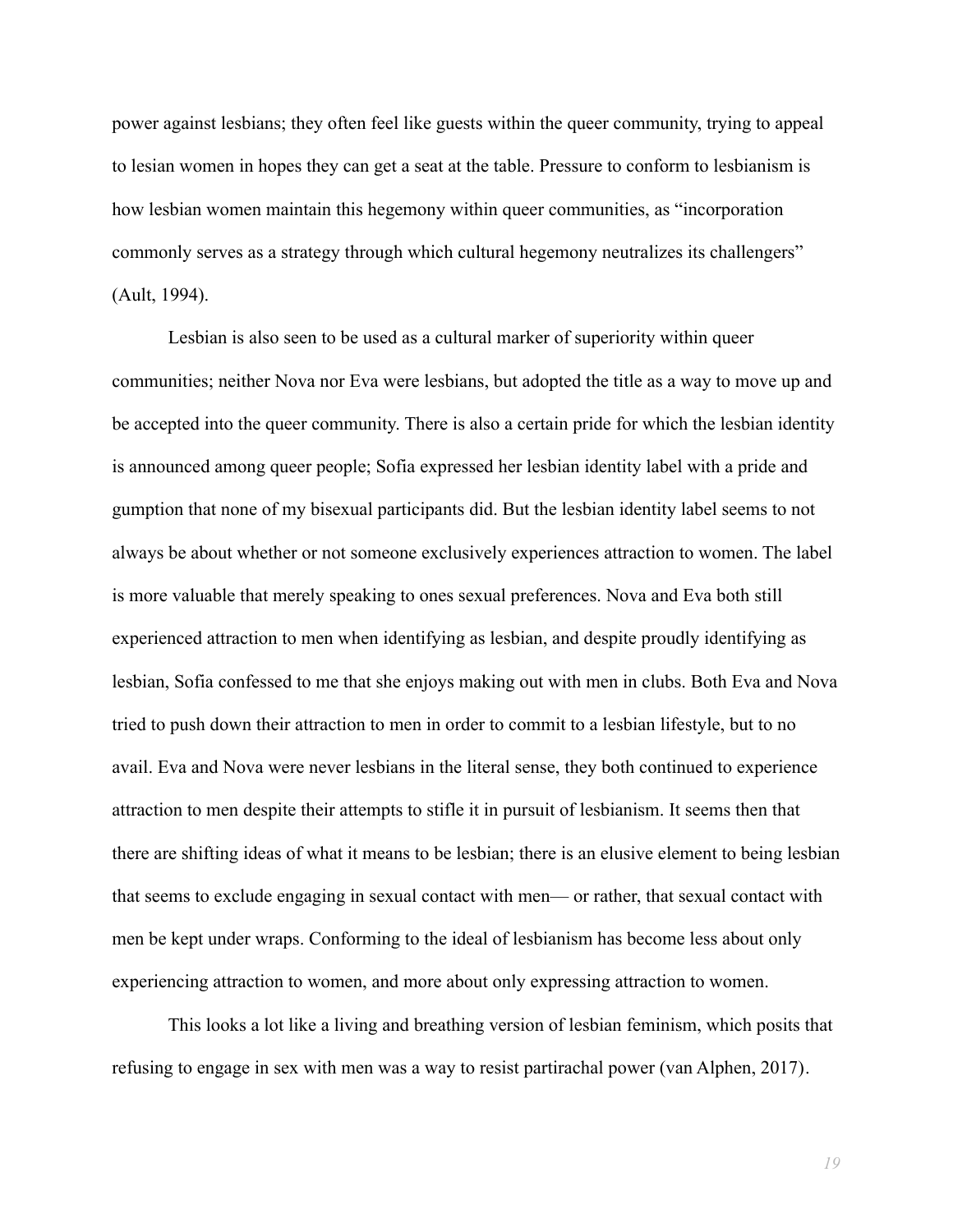power against lesbians; they often feel like guests within the queer community, trying to appeal to lesian women in hopes they can get a seat at the table. Pressure to conform to lesbianism is how lesbian women maintain this hegemony within queer communities, as "incorporation commonly serves as a strategy through which cultural hegemony neutralizes its challengers" (Ault, 1994).

Lesbian is also seen to be used as a cultural marker of superiority within queer communities; neither Nova nor Eva were lesbians, but adopted the title as a way to move up and be accepted into the queer community. There is also a certain pride for which the lesbian identity is announced among queer people; Sofia expressed her lesbian identity label with a pride and gumption that none of my bisexual participants did. But the lesbian identity label seems to not always be about whether or not someone exclusively experiences attraction to women. The label is more valuable that merely speaking to ones sexual preferences. Nova and Eva both still experienced attraction to men when identifying as lesbian, and despite proudly identifying as lesbian, Sofia confessed to me that she enjoys making out with men in clubs. Both Eva and Nova tried to push down their attraction to men in order to commit to a lesbian lifestyle, but to no avail. Eva and Nova were never lesbians in the literal sense, they both continued to experience attraction to men despite their attempts to stifle it in pursuit of lesbianism. It seems then that there are shifting ideas of what it means to be lesbian; there is an elusive element to being lesbian that seems to exclude engaging in sexual contact with men— or rather, that sexual contact with men be kept under wraps. Conforming to the ideal of lesbianism has become less about only experiencing attraction to women, and more about only expressing attraction to women.

This looks a lot like a living and breathing version of lesbian feminism, which posits that refusing to engage in sex with men was a way to resist partirachal power (van Alphen, 2017).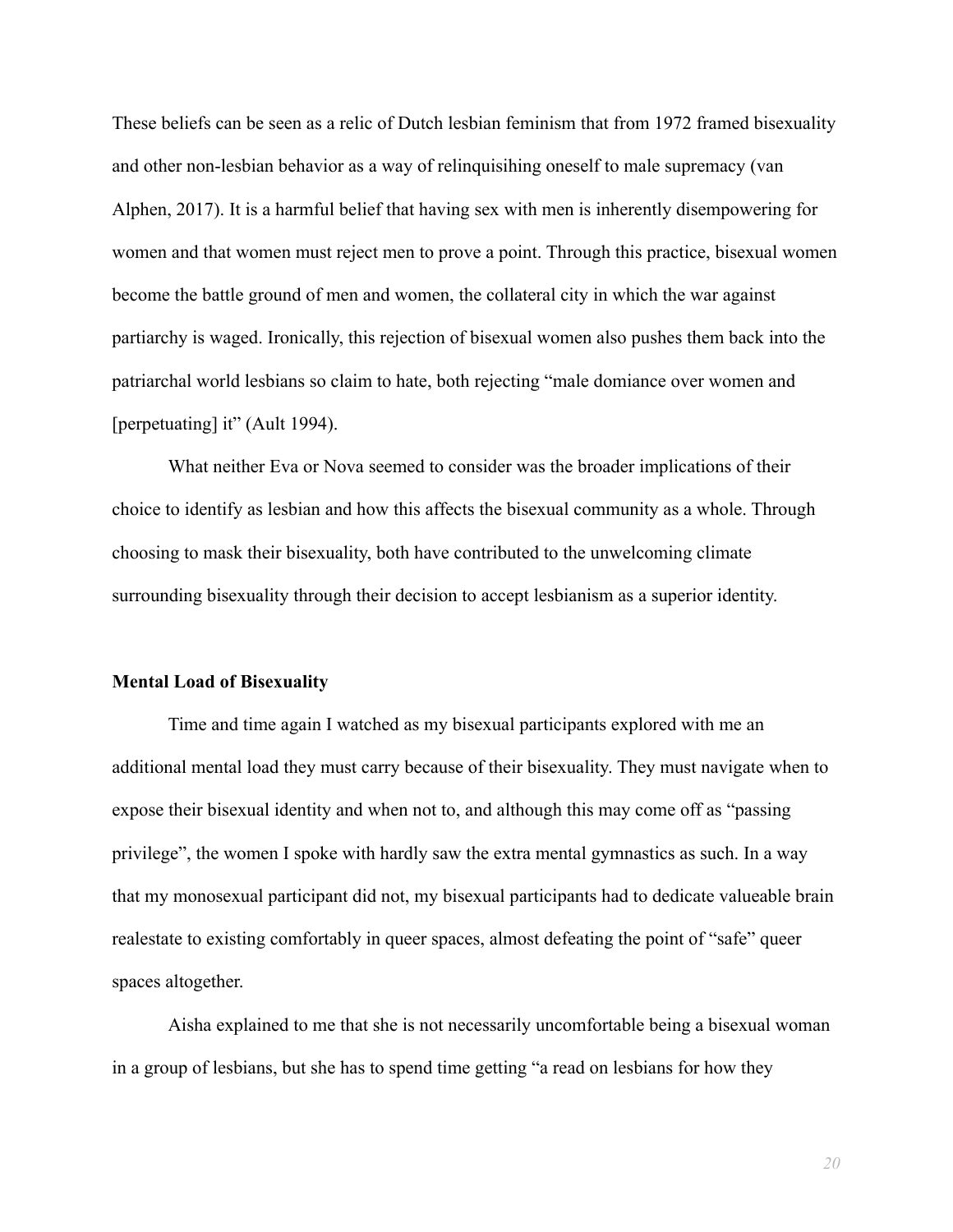These beliefs can be seen as a relic of Dutch lesbian feminism that from 1972 framed bisexuality and other non-lesbian behavior as a way of relinquisihing oneself to male supremacy (van Alphen, 2017). It is a harmful belief that having sex with men is inherently disempowering for women and that women must reject men to prove a point. Through this practice, bisexual women become the battle ground of men and women, the collateral city in which the war against partiarchy is waged. Ironically, this rejection of bisexual women also pushes them back into the patriarchal world lesbians so claim to hate, both rejecting "male domiance over women and [perpetuating] it" (Ault 1994).

What neither Eva or Nova seemed to consider was the broader implications of their choice to identify as lesbian and how this affects the bisexual community as a whole. Through choosing to mask their bisexuality, both have contributed to the unwelcoming climate surrounding bisexuality through their decision to accept lesbianism as a superior identity.

**Mental Load of Bisexuality**

Time and time again I watched as my bisexual participants explored with me an additional mental load they must carry because of their bisexuality. They must navigate when to expose their bisexual identity and when not to, and although this may come off as "passing privilege", the women I spoke with hardly saw the extra mental gymnastics as such. In a way that my monosexual participant did not, my bisexual participants had to dedicate valueable brain realestate to existing comfortably in queer spaces, almost defeating the point of "safe" queer spaces altogether.

Aisha explained to me that she is not necessarily uncomfortable being a bisexual woman in a group of lesbians, but she has to spend time getting "a read on lesbians for how they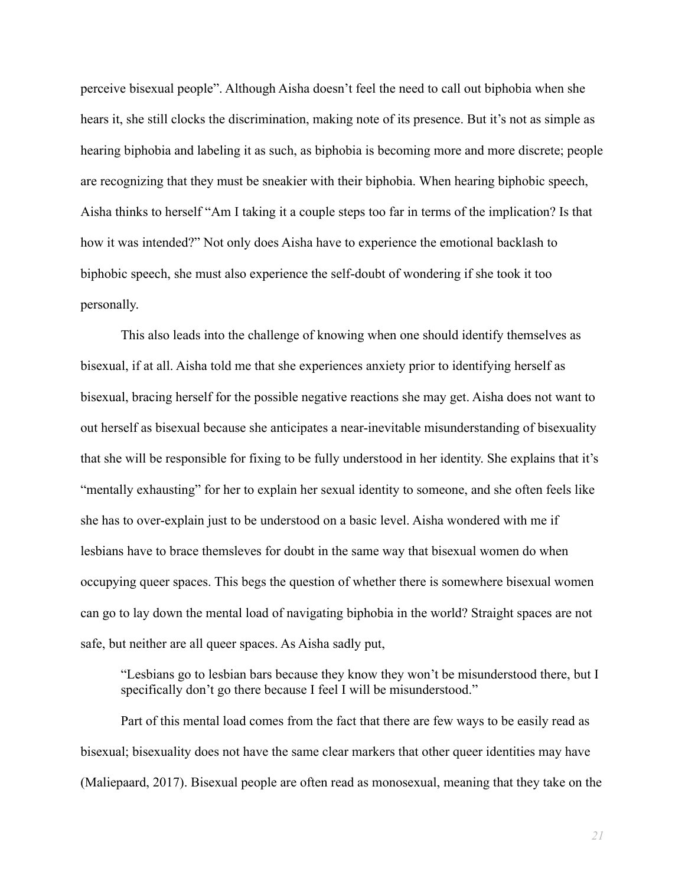perceive bisexual people". Although Aisha doesn't feel the need to call out biphobia when she hears it, she still clocks the discrimination, making note of its presence. But it's not as simple as hearing biphobia and labeling it as such, as biphobia is becoming more and more discrete; people are recognizing that they must be sneakier with their biphobia. When hearing biphobic speech, Aisha thinks to herself "Am I taking it a couple steps too far in terms of the implication? Is that how it was intended?" Not only does Aisha have to experience the emotional backlash to biphobic speech, she must also experience the self-doubt of wondering if she took it too personally.

This also leads into the challenge of knowing when one should identify themselves as bisexual, if at all. Aisha told me that she experiences anxiety prior to identifying herself as bisexual, bracing herself for the possible negative reactions she may get. Aisha does not want to out herself as bisexual because she anticipates a near-inevitable misunderstanding of bisexuality that she will be responsible for fixing to be fully understood in her identity. She explains that it's "mentally exhausting" for her to explain her sexual identity to someone, and she often feels like she has to over-explain just to be understood on a basic level. Aisha wondered with me if lesbians have to brace themsleves for doubt in the same way that bisexual women do when occupying queer spaces. This begs the question of whether there is somewhere bisexual women can go to lay down the mental load of navigating biphobia in the world? Straight spaces are not safe, but neither are all queer spaces. As Aisha sadly put,

> "Lesbians go to lesbian bars because they know they won't be misunderstood there, but I specifically don't go there because I feel I will be misunderstood."

Part of this mental load comes from the fact that there are few ways to be easily read as bisexual; bisexuality does not have the same clear markers that other queer identities may have (Maliepaard, 2017). Bisexual people are often read as monosexual, meaning that they take on the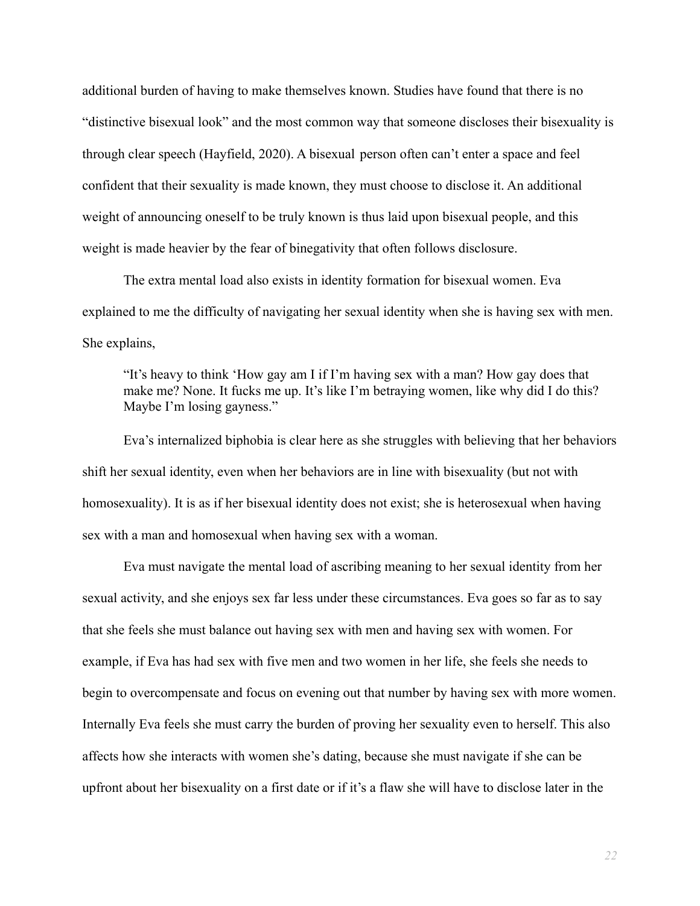additional burden of having to make themselves known. Studies have found that there is no "distinctive bisexual look" and the most common way that someone discloses their bisexuality is through clear speech (Hayfield, 2020). A bisexual person often can't enter a space and feel confident that their sexuality is made known, they must choose to disclose it. An additional weight of announcing oneself to be truly known is thus laid upon bisexual people, and this weight is made heavier by the fear of binegativity that often follows disclosure.

The extra mental load also exists in identity formation for bisexual women. Eva explained to me the difficulty of navigating her sexual identity when she is having sex with men. She explains,

> "It's heavy to think 'How gay am I if I'm having sex with a man? How gay does that make me? None. It fucks me up. It's like I'm betraying women, like why did I do this? Maybe I'm losing gayness."

Eva's internalized biphobia is clear here as she struggles with believing that her behaviors shift her sexual identity, even when her behaviors are in line with bisexuality (but not with homosexuality). It is as if her bisexual identity does not exist; she is heterosexual when having sex with a man and homosexual when having sex with a woman.

Eva must navigate the mental load of ascribing meaning to her sexual identity from her sexual activity, and she enjoys sex far less under these circumstances. Eva goes so far as to say that she feels she must balance out having sex with men and having sex with women. For example, if Eva has had sex with five men and two women in her life, she feels she needs to begin to overcompensate and focus on evening out that number by having sex with more women. Internally Eva feels she must carry the burden of proving her sexuality even to herself. This also affects how she interacts with women she's dating, because she must navigate if she can be upfront about her bisexuality on a first date or if it's a flaw she will have to disclose later in the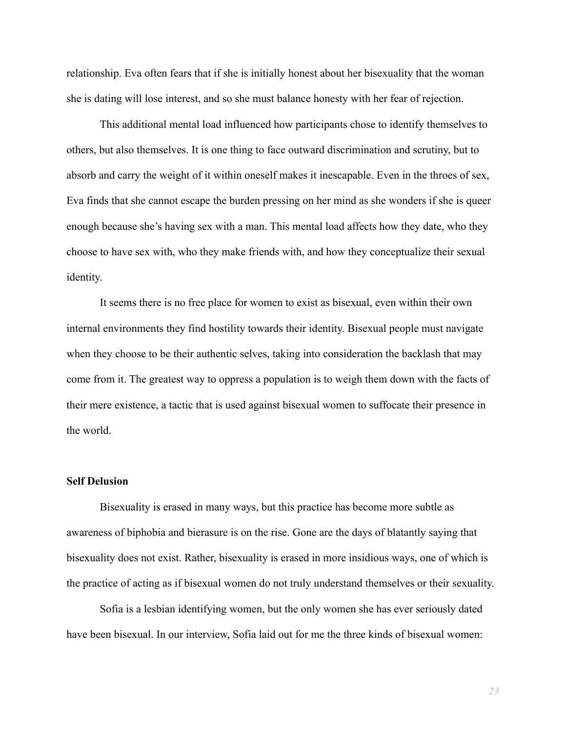relationship. Eva often fears that if she is initially honest about her bisexuality that the woman she is dating will lose interest, and so she must balance honesty with her fear of rejection.

This additional mental load influenced how participants chose to identify themselves to others, but also themselves. It is one thing to face outward discrimination and scrutiny, but to absorb and carry the weight of it within oneself makes it inescapable. Even in the throes of sex, Eva finds that she cannot escape the burden pressing on her mind as she wonders if she is queer enough because she's having sex with a man. This mental load affects how they date, who they choose to have sex with, who they make friends with, and how they conceptualize their sexual identity.

It seems there is no free place for women to exist as bisexual, even within their own internal environments they find hostility towards their identity. Bisexual people must navigate when they choose to be their authentic selves, taking into consideration the backlash that may come from it. The greatest way to oppress a population is to weigh them down with the facts of their mere existence, a tactic that is used against bisexual women to suffocate their presence in the world.

**Self Delusion**

Bisexuality is erased in many ways, but this practice has become more subtle as awareness of biphobia and bierasure is on the rise. Gone are the days of blatantly saying that bisexuality does not exist. Rather, bisexuality is erased in more insidious ways, one of which is the practice of acting as if bisexual women do not truly understand themselves or their sexuality.

Sofia is a lesbian identifying women, but the only women she has ever seriously dated have been bisexual. In our interview, Sofia laid out for me the three kinds of bisexual women: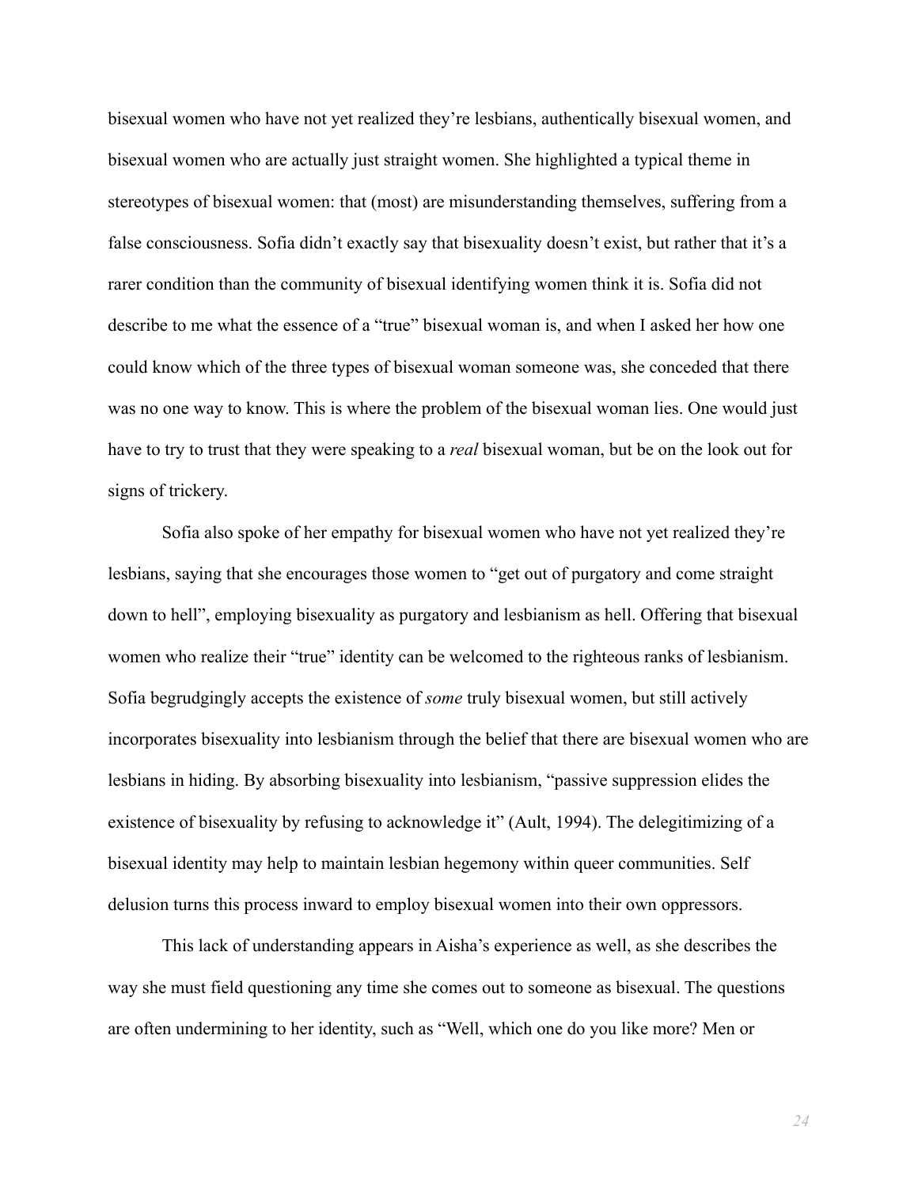bisexual women who have not yet realized they're lesbians, authentically bisexual women, and bisexual women who are actually just straight women. She highlighted a typical theme in stereotypes of bisexual women: that (most) are misunderstanding themselves, suffering from a false consciousness. Sofia didn't exactly say that bisexuality doesn't exist, but rather that it's a rarer condition than the community of bisexual identifying women think it is. Sofia did not describe to me what the essence of a "true" bisexual woman is, and when I asked her how one could know which of the three types of bisexual woman someone was, she conceded that there was no one way to know. This is where the problem of the bisexual woman lies. One would just have to try to trust that they were speaking to a *real* bisexual woman, but be on the look out for signs of trickery.

Sofia also spoke of her empathy for bisexual women who have not yet realized they're lesbians, saying that she encourages those women to "get out of purgatory and come straight down to hell", employing bisexuality as purgatory and lesbianism as hell. Offering that bisexual women who realize their "true" identity can be welcomed to the righteous ranks of lesbianism. Sofia begrudgingly accepts the existence of *some* truly bisexual women, but still actively incorporates bisexuality into lesbianism through the belief that there are bisexual women who are lesbians in hiding. By absorbing bisexuality into lesbianism, "passive suppression elides the existence of bisexuality by refusing to acknowledge it" (Ault, 1994). The delegitimizing of a bisexual identity may help to maintain lesbian hegemony within queer communities. Self delusion turns this process inward to employ bisexual women into their own oppressors.

This lack of understanding appears in Aisha's experience as well, as she describes the way she must field questioning any time she comes out to someone as bisexual. The questions are often undermining to her identity, such as "Well, which one do you like more? Men or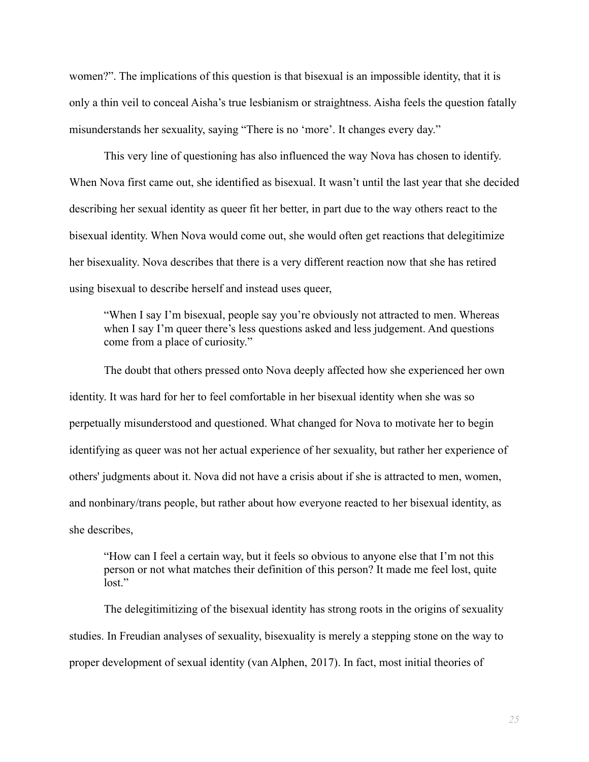women?". The implications of this question is that bisexual is an impossible identity, that it is only a thin veil to conceal Aisha's true lesbianism or straightness. Aisha feels the question fatally misunderstands her sexuality, saying "There is no 'more'. It changes every day."

This very line of questioning has also influenced the way Nova has chosen to identify. When Nova first came out, she identified as bisexual. It wasn't until the last year that she decided describing her sexual identity as queer fit her better, in part due to the way others react to the bisexual identity. When Nova would come out, she would often get reactions that delegitimize her bisexuality. Nova describes that there is a very different reaction now that she has retired using bisexual to describe herself and instead uses queer,

> "When I say I'm bisexual, people say you're obviously not attracted to men. Whereas when I say I'm queer there's less questions asked and less judgement. And questions come from a place of curiosity."

The doubt that others pressed onto Nova deeply affected how she experienced her own identity. It was hard for her to feel comfortable in her bisexual identity when she was so perpetually misunderstood and questioned. What changed for Nova to motivate her to begin identifying as queer was not her actual experience of her sexuality, but rather her experience of others' judgments about it. Nova did not have a crisis about if she is attracted to men, women, and nonbinary/trans people, but rather about how everyone reacted to her bisexual identity, as she describes,

> "How can I feel a certain way, but it feels so obvious to anyone else that I'm not this person or not what matches their definition of this person? It made me feel lost, quite lost."

The delegitimitizing of the bisexual identity has strong roots in the origins of sexuality studies. In Freudian analyses of sexuality, bisexuality is merely a stepping stone on the way to proper development of sexual identity (van Alphen, 2017). In fact, most initial theories of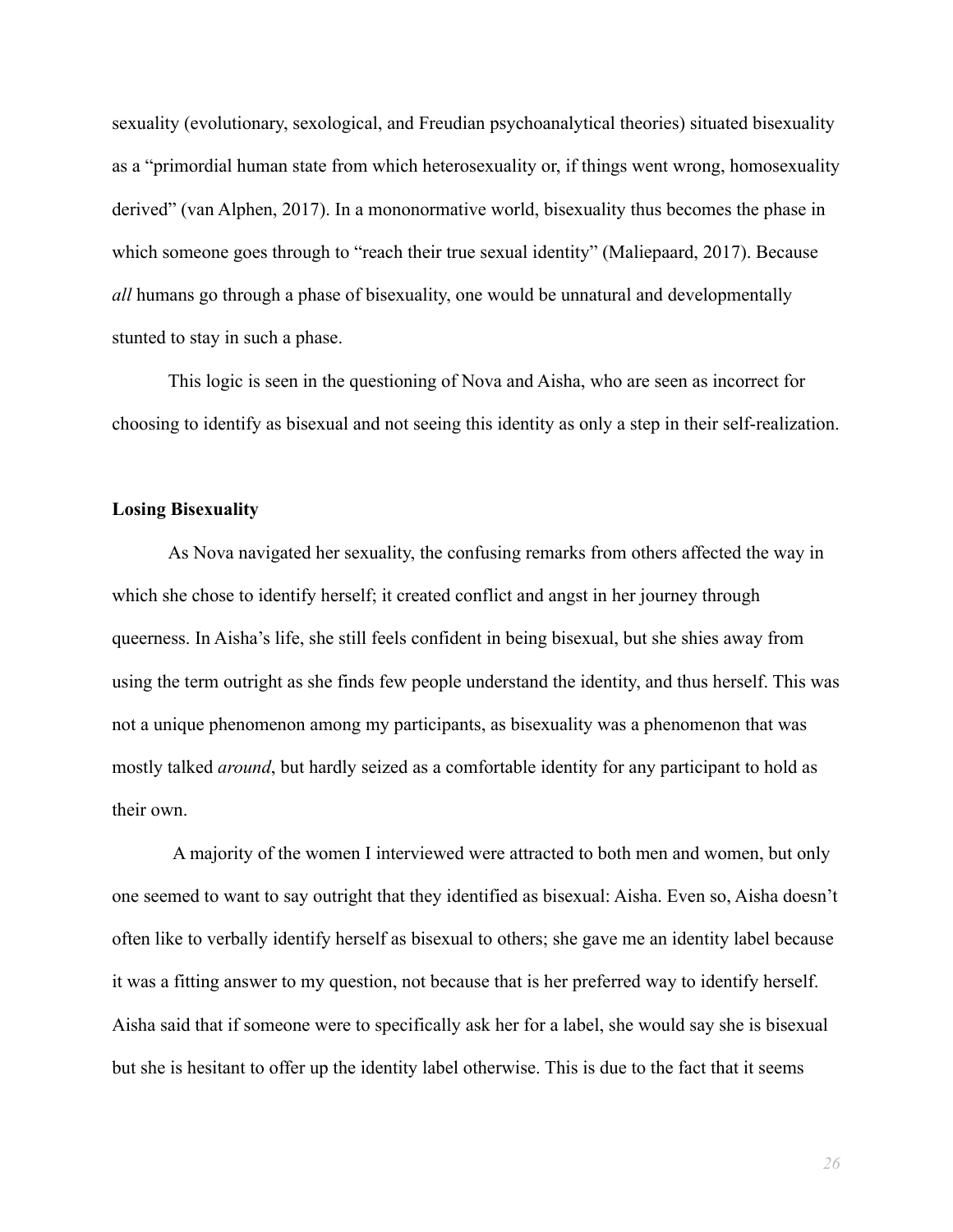sexuality (evolutionary, sexological, and Freudian psychoanalytical theories) situated bisexuality as a "primordial human state from which heterosexuality or, if things went wrong, homosexuality derived" (van Alphen, 2017). In a mononormative world, bisexuality thus becomes the phase in which someone goes through to "reach their true sexual identity" (Maliepaard, 2017). Because *all* humans go through a phase of bisexuality, one would be unnatural and developmentally stunted to stay in such a phase.

This logic is seen in the questioning of Nova and Aisha, who are seen as incorrect for choosing to identify as bisexual and not seeing this identity as only a step in their self-realization.

**Losing Bisexuality**

As Nova navigated her sexuality, the confusing remarks from others affected the way in which she chose to identify herself; it created conflict and angst in her journey through queerness. In Aisha's life, she still feels confident in being bisexual, but she shies away from using the term outright as she finds few people understand the identity, and thus herself. This was not a unique phenomenon among my participants, as bisexuality was a phenomenon that was mostly talked *around*, but hardly seized as a comfortable identity for any participant to hold as their own.

A majority of the women I interviewed were attracted to both men and women, but only one seemed to want to say outright that they identified as bisexual: Aisha. Even so, Aisha doesn't often like to verbally identify herself as bisexual to others; she gave me an identity label because it was a fitting answer to my question, not because that is her preferred way to identify herself. Aisha said that if someone were to specifically ask her for a label, she would say she is bisexual but she is hesitant to offer up the identity label otherwise. This is due to the fact that it seems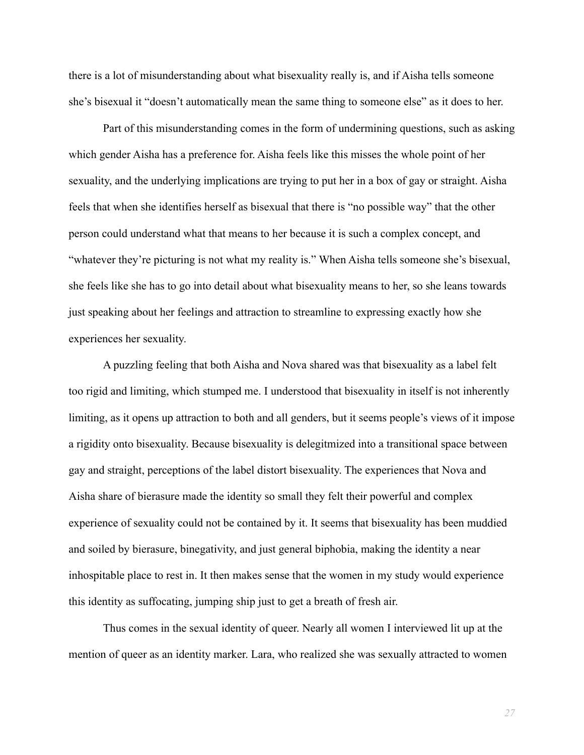there is a lot of misunderstanding about what bisexuality really is, and if Aisha tells someone she's bisexual it "doesn't automatically mean the same thing to someone else" as it does to her.

Part of this misunderstanding comes in the form of undermining questions, such as asking which gender Aisha has a preference for. Aisha feels like this misses the whole point of her sexuality, and the underlying implications are trying to put her in a box of gay or straight. Aisha feels that when she identifies herself as bisexual that there is "no possible way" that the other person could understand what that means to her because it is such a complex concept, and "whatever they're picturing is not what my reality is." When Aisha tells someone she's bisexual, she feels like she has to go into detail about what bisexuality means to her, so she leans towards just speaking about her feelings and attraction to streamline to expressing exactly how she experiences her sexuality.

A puzzling feeling that both Aisha and Nova shared was that bisexuality as a label felt too rigid and limiting, which stumped me. I understood that bisexuality in itself is not inherently limiting, as it opens up attraction to both and all genders, but it seems people's views of it impose a rigidity onto bisexuality. Because bisexuality is delegitmized into a transitional space between gay and straight, perceptions of the label distort bisexuality. The experiences that Nova and Aisha share of bierasure made the identity so small they felt their powerful and complex experience of sexuality could not be contained by it. It seems that bisexuality has been muddied and soiled by bierasure, binegativity, and just general biphobia, making the identity a near inhospitable place to rest in. It then makes sense that the women in my study would experience this identity as suffocating, jumping ship just to get a breath of fresh air.

Thus comes in the sexual identity of queer. Nearly all women I interviewed lit up at the mention of queer as an identity marker. Lara, who realized she was sexually attracted to women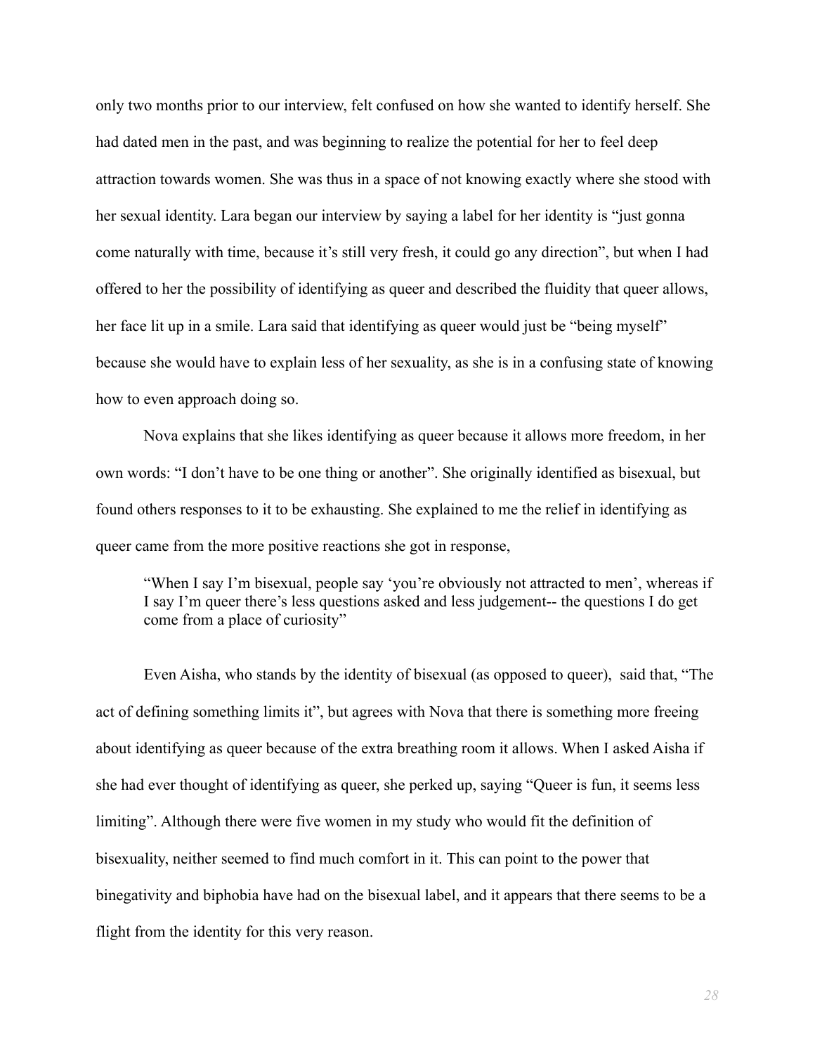only two months prior to our interview, felt confused on how she wanted to identify herself. She had dated men in the past, and was beginning to realize the potential for her to feel deep attraction towards women. She was thus in a space of not knowing exactly where she stood with her sexual identity. Lara began our interview by saying a label for her identity is "just gonna come naturally with time, because it's still very fresh, it could go any direction", but when I had offered to her the possibility of identifying as queer and described the fluidity that queer allows, her face lit up in a smile. Lara said that identifying as queer would just be "being myself" because she would have to explain less of her sexuality, as she is in a confusing state of knowing how to even approach doing so.

Nova explains that she likes identifying as queer because it allows more freedom, in her own words: "I don't have to be one thing or another". She originally identified as bisexual, but found others responses to it to be exhausting. She explained to me the relief in identifying as queer came from the more positive reactions she got in response,

> "When I say I'm bisexual, people say 'you're obviously not attracted to men', whereas if I say I'm queer there's less questions asked and less judgement-- the questions I do get come from a place of curiosity"

Even Aisha, who stands by the identity of bisexual (as opposed to queer), said that, "The act of defining something limits it", but agrees with Nova that there is something more freeing about identifying as queer because of the extra breathing room it allows. When I asked Aisha if she had ever thought of identifying as queer, she perked up, saying "Queer is fun, it seems less limiting". Although there were five women in my study who would fit the definition of bisexuality, neither seemed to find much comfort in it. This can point to the power that binegativity and biphobia have had on the bisexual label, and it appears that there seems to be a flight from the identity for this very reason.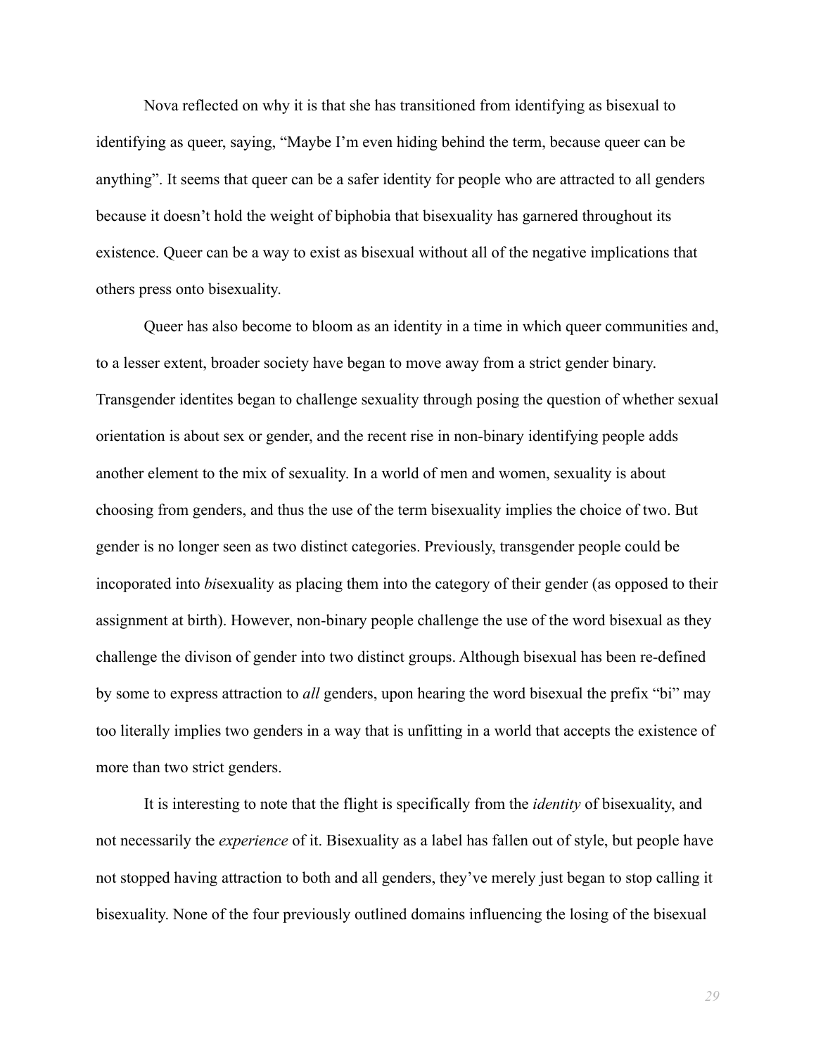Nova reflected on why it is that she has transitioned from identifying as bisexual to identifying as queer, saying, “Maybe I’m even hiding behind the term, because queer can be anything”. It seems that queer can be a safer identity for people who are attracted to all genders because it doesn’t hold the weight of biphobia that bisexuality has garnered throughout its existence. Queer can be a way to exist as bisexual without all of the negative implications that others press onto bisexuality.

Queer has also become to bloom as an identity in a time in which queer communities and, to a lesser extent, broader society have began to move away from a strict gender binary. Transgender identites began to challenge sexuality through posing the question of whether sexual orientation is about sex or gender, and the recent rise in non-binary identifying people adds another element to the mix of sexuality. In a world of men and women, sexuality is about choosing from genders, and thus the use of the term bisexuality implies the choice of two. But gender is no longer seen as two distinct categories. Previously, transgender people could be incoporated into *bi*sexuality as placing them into the category of their gender (as opposed to their assignment at birth). However, non-binary people challenge the use of the word bisexual as they challenge the divison of gender into two distinct groups. Although bisexual has been re-defined by some to express attraction to *all* genders, upon hearing the word bisexual the prefix “bi” may too literally implies two genders in a way that is unfitting in a world that accepts the existence of more than two strict genders.

It is interesting to note that the flight is specifically from the *identity* of bisexuality, and not necessarily the *experience* of it. Bisexuality as a label has fallen out of style, but people have not stopped having attraction to both and all genders, they’ve merely just began to stop calling it bisexuality. None of the four previously outlined domains influencing the losing of the bisexual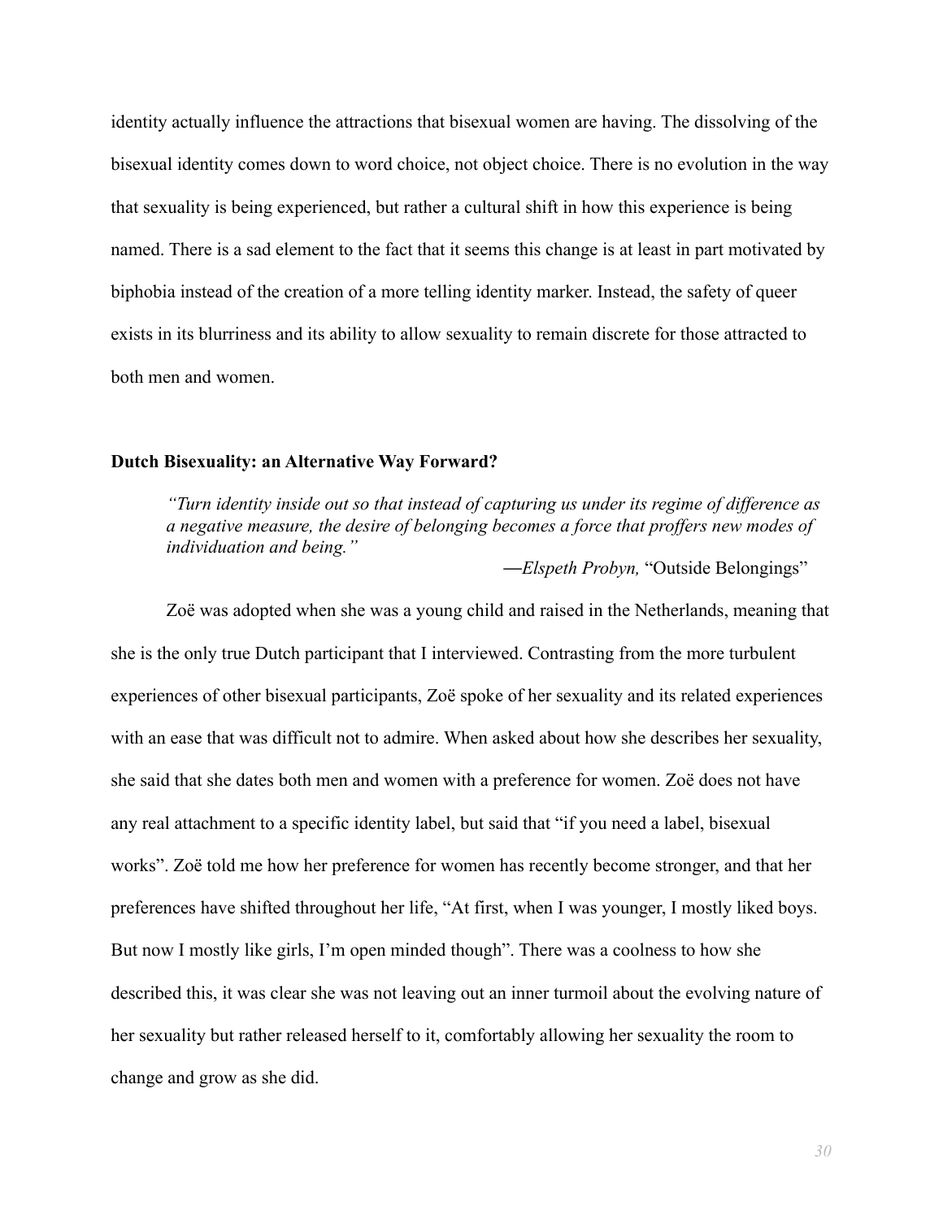identity actually influence the attractions that bisexual women are having. The dissolving of the bisexual identity comes down to word choice, not object choice. There is no evolution in the way that sexuality is being experienced, but rather a cultural shift in how this experience is being named. There is a sad element to the fact that it seems this change is at least in part motivated by biphobia instead of the creation of a more telling identity marker. Instead, the safety of queer exists in its blurriness and its ability to allow sexuality to remain discrete for those attracted to both men and women.

**Dutch Bisexuality: an Alternative Way Forward?**

> *"Turn identity inside out so that instead of capturing us under its regime of difference as a negative measure, the desire of belonging becomes a force that proffers new modes of individuation and being."*
>
> —*Elspeth Probyn,* "Outside Belongings"

Zoë was adopted when she was a young child and raised in the Netherlands, meaning that she is the only true Dutch participant that I interviewed. Contrasting from the more turbulent experiences of other bisexual participants, Zoë spoke of her sexuality and its related experiences with an ease that was difficult not to admire. When asked about how she describes her sexuality, she said that she dates both men and women with a preference for women. Zoë does not have any real attachment to a specific identity label, but said that "if you need a label, bisexual works". Zoë told me how her preference for women has recently become stronger, and that her preferences have shifted throughout her life, "At first, when I was younger, I mostly liked boys. But now I mostly like girls, I'm open minded though". There was a coolness to how she described this, it was clear she was not leaving out an inner turmoil about the evolving nature of her sexuality but rather released herself to it, comfortably allowing her sexuality the room to change and grow as she did.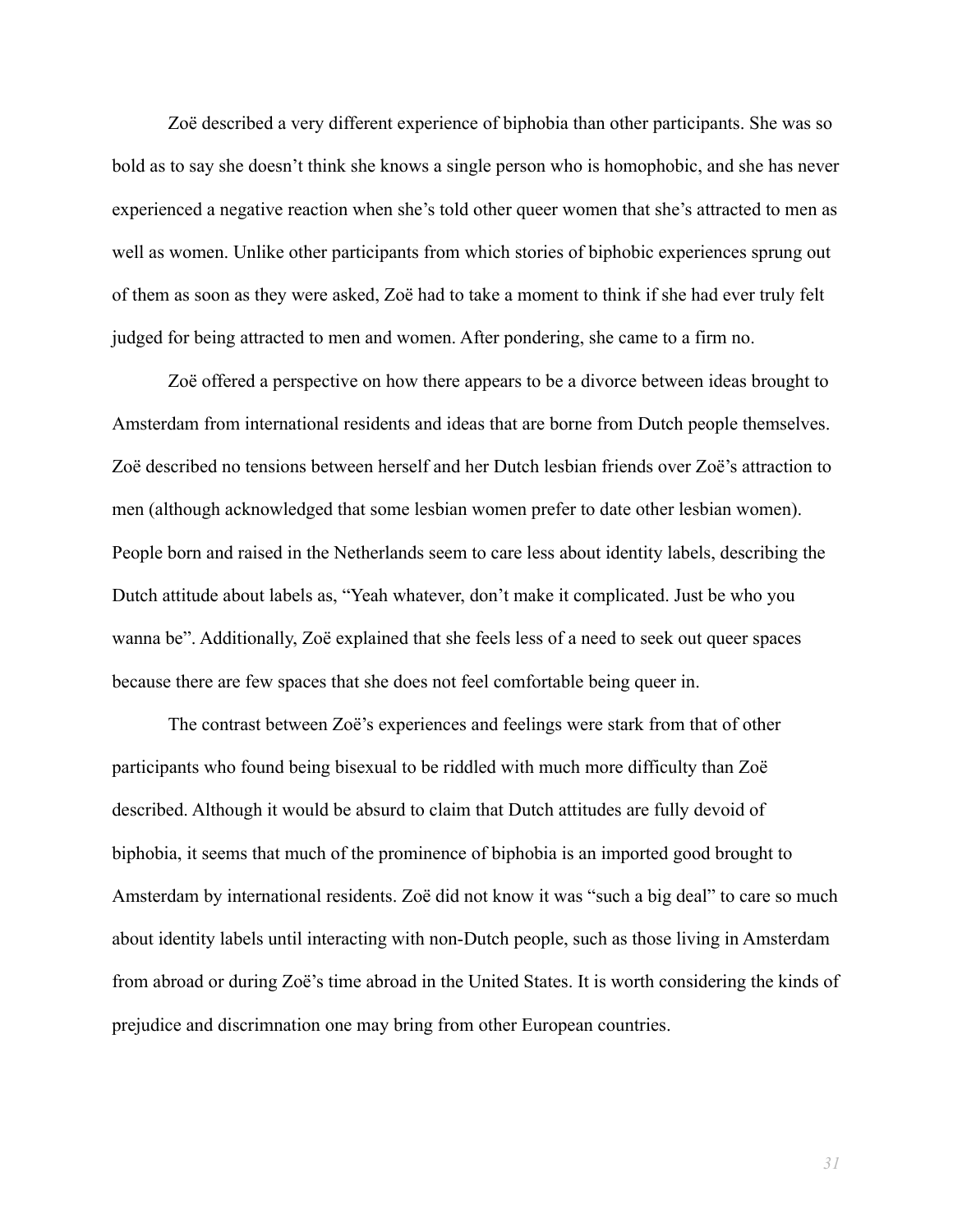Zoë described a very different experience of biphobia than other participants. She was so bold as to say she doesn't think she knows a single person who is homophobic, and she has never experienced a negative reaction when she's told other queer women that she's attracted to men as well as women. Unlike other participants from which stories of biphobic experiences sprung out of them as soon as they were asked, Zoë had to take a moment to think if she had ever truly felt judged for being attracted to men and women. After pondering, she came to a firm no.

Zoë offered a perspective on how there appears to be a divorce between ideas brought to Amsterdam from international residents and ideas that are borne from Dutch people themselves. Zoë described no tensions between herself and her Dutch lesbian friends over Zoë's attraction to men (although acknowledged that some lesbian women prefer to date other lesbian women). People born and raised in the Netherlands seem to care less about identity labels, describing the Dutch attitude about labels as, "Yeah whatever, don't make it complicated. Just be who you wanna be". Additionally, Zoë explained that she feels less of a need to seek out queer spaces because there are few spaces that she does not feel comfortable being queer in.

The contrast between Zoë's experiences and feelings were stark from that of other participants who found being bisexual to be riddled with much more difficulty than Zoë described. Although it would be absurd to claim that Dutch attitudes are fully devoid of biphobia, it seems that much of the prominence of biphobia is an imported good brought to Amsterdam by international residents. Zoë did not know it was "such a big deal" to care so much about identity labels until interacting with non-Dutch people, such as those living in Amsterdam from abroad or during Zoë's time abroad in the United States. It is worth considering the kinds of prejudice and discrimnation one may bring from other European countries.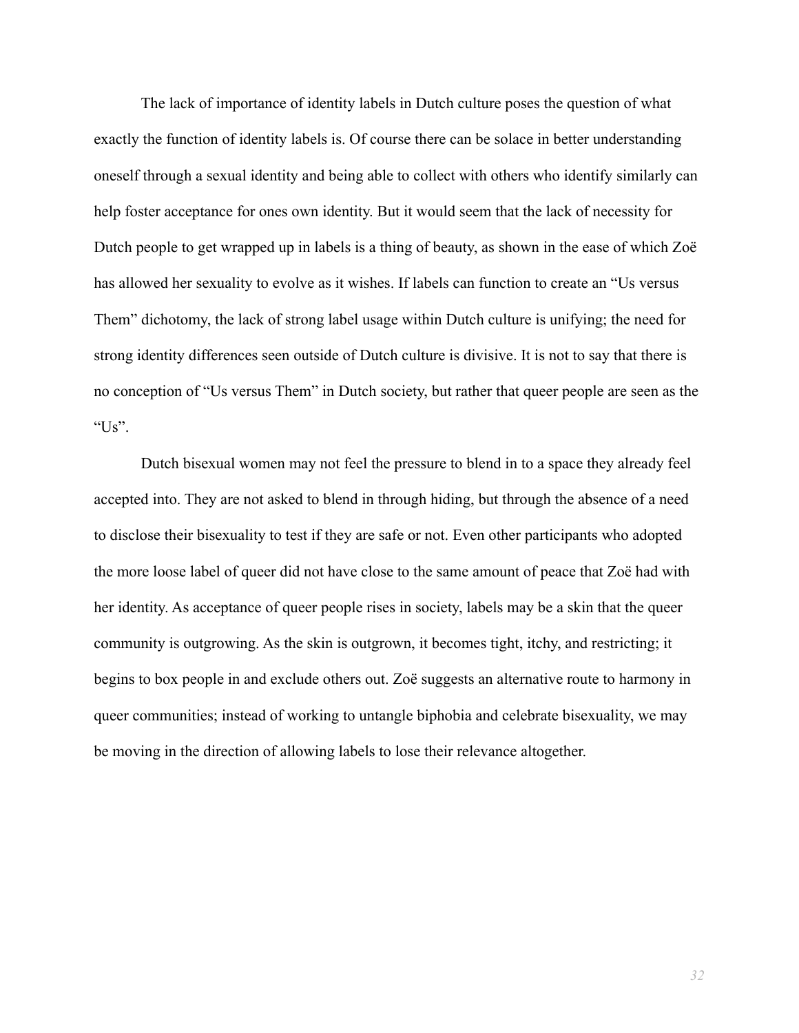The lack of importance of identity labels in Dutch culture poses the question of what exactly the function of identity labels is. Of course there can be solace in better understanding oneself through a sexual identity and being able to collect with others who identify similarly can help foster acceptance for ones own identity. But it would seem that the lack of necessity for Dutch people to get wrapped up in labels is a thing of beauty, as shown in the ease of which Zoë has allowed her sexuality to evolve as it wishes. If labels can function to create an "Us versus Them" dichotomy, the lack of strong label usage within Dutch culture is unifying; the need for strong identity differences seen outside of Dutch culture is divisive. It is not to say that there is no conception of "Us versus Them" in Dutch society, but rather that queer people are seen as the "Us".

Dutch bisexual women may not feel the pressure to blend in to a space they already feel accepted into. They are not asked to blend in through hiding, but through the absence of a need to disclose their bisexuality to test if they are safe or not. Even other participants who adopted the more loose label of queer did not have close to the same amount of peace that Zoë had with her identity. As acceptance of queer people rises in society, labels may be a skin that the queer community is outgrowing. As the skin is outgrown, it becomes tight, itchy, and restricting; it begins to box people in and exclude others out. Zoë suggests an alternative route to harmony in queer communities; instead of working to untangle biphobia and celebrate bisexuality, we may be moving in the direction of allowing labels to lose their relevance altogether.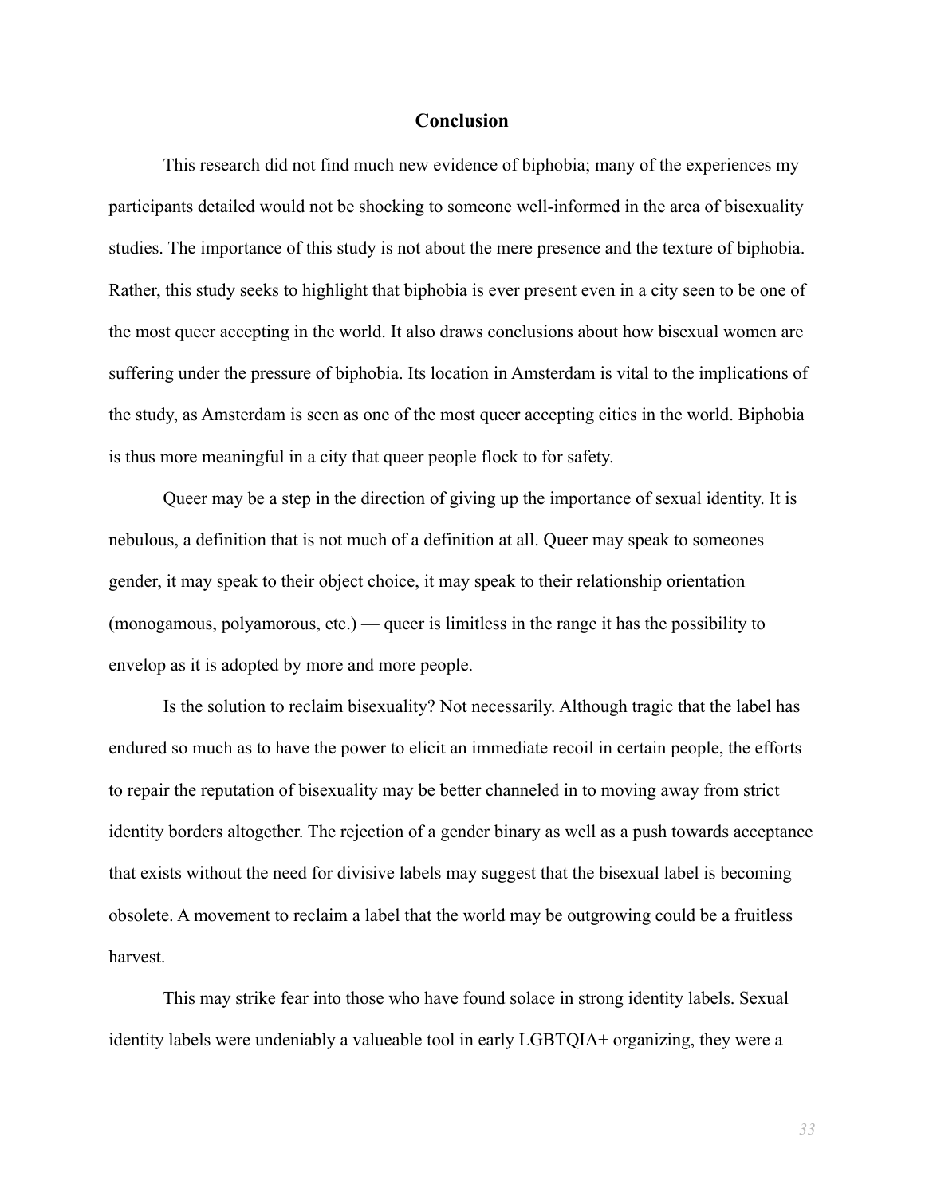## Conclusion

This research did not find much new evidence of biphobia; many of the experiences my participants detailed would not be shocking to someone well-informed in the area of bisexuality studies. The importance of this study is not about the mere presence and the texture of biphobia. Rather, this study seeks to highlight that biphobia is ever present even in a city seen to be one of the most queer accepting in the world. It also draws conclusions about how bisexual women are suffering under the pressure of biphobia. Its location in Amsterdam is vital to the implications of the study, as Amsterdam is seen as one of the most queer accepting cities in the world. Biphobia is thus more meaningful in a city that queer people flock to for safety.

Queer may be a step in the direction of giving up the importance of sexual identity. It is nebulous, a definition that is not much of a definition at all. Queer may speak to someones gender, it may speak to their object choice, it may speak to their relationship orientation (monogamous, polyamorous, etc.) — queer is limitless in the range it has the possibility to envelop as it is adopted by more and more people.

Is the solution to reclaim bisexuality? Not necessarily. Although tragic that the label has endured so much as to have the power to elicit an immediate recoil in certain people, the efforts to repair the reputation of bisexuality may be better channeled in to moving away from strict identity borders altogether. The rejection of a gender binary as well as a push towards acceptance that exists without the need for divisive labels may suggest that the bisexual label is becoming obsolete. A movement to reclaim a label that the world may be outgrowing could be a fruitless harvest.

This may strike fear into those who have found solace in strong identity labels. Sexual identity labels were undeniably a valueable tool in early LGBTQIA+ organizing, they were a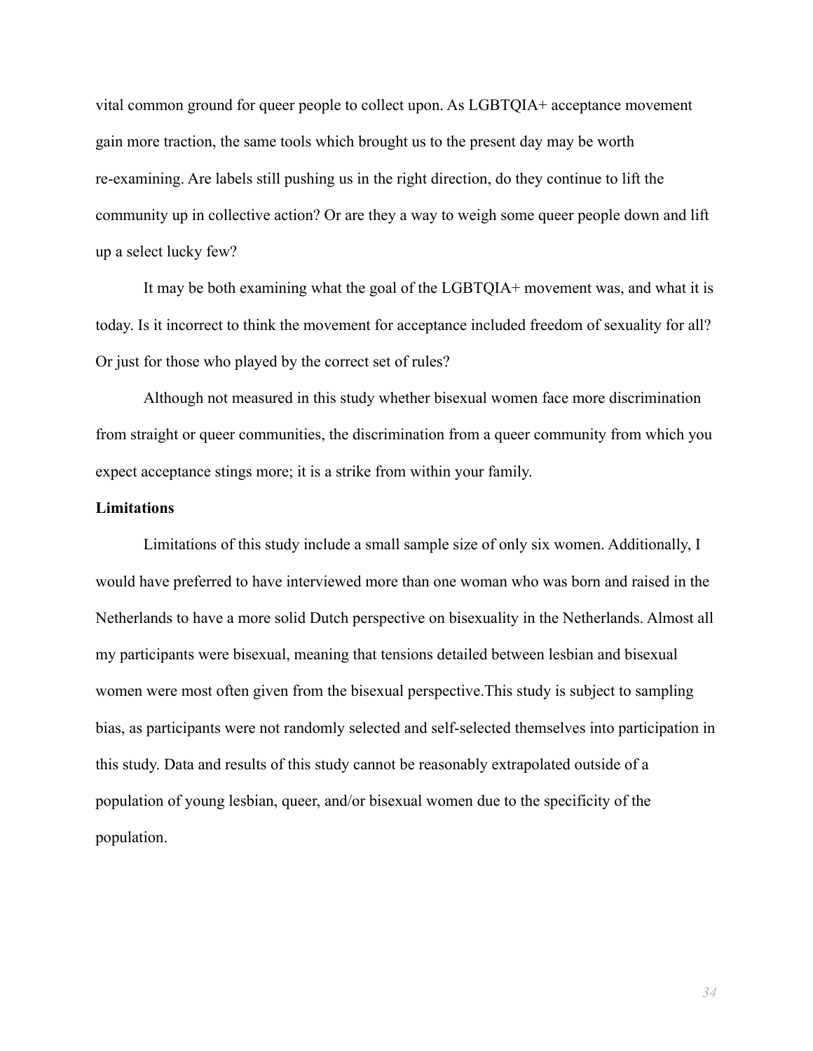vital common ground for queer people to collect upon. As LGBTQIA+ acceptance movement gain more traction, the same tools which brought us to the present day may be worth re-examining. Are labels still pushing us in the right direction, do they continue to lift the community up in collective action? Or are they a way to weigh some queer people down and lift up a select lucky few?

It may be both examining what the goal of the LGBTQIA+ movement was, and what it is today. Is it incorrect to think the movement for acceptance included freedom of sexuality for all? Or just for those who played by the correct set of rules?

Although not measured in this study whether bisexual women face more discrimination from straight or queer communities, the discrimination from a queer community from which you expect acceptance stings more; it is a strike from within your family.

**Limitations**

Limitations of this study include a small sample size of only six women. Additionally, I would have preferred to have interviewed more than one woman who was born and raised in the Netherlands to have a more solid Dutch perspective on bisexuality in the Netherlands. Almost all my participants were bisexual, meaning that tensions detailed between lesbian and bisexual women were most often given from the bisexual perspective.This study is subject to sampling bias, as participants were not randomly selected and self-selected themselves into participation in this study. Data and results of this study cannot be reasonably extrapolated outside of a population of young lesbian, queer, and/or bisexual women due to the specificity of the population.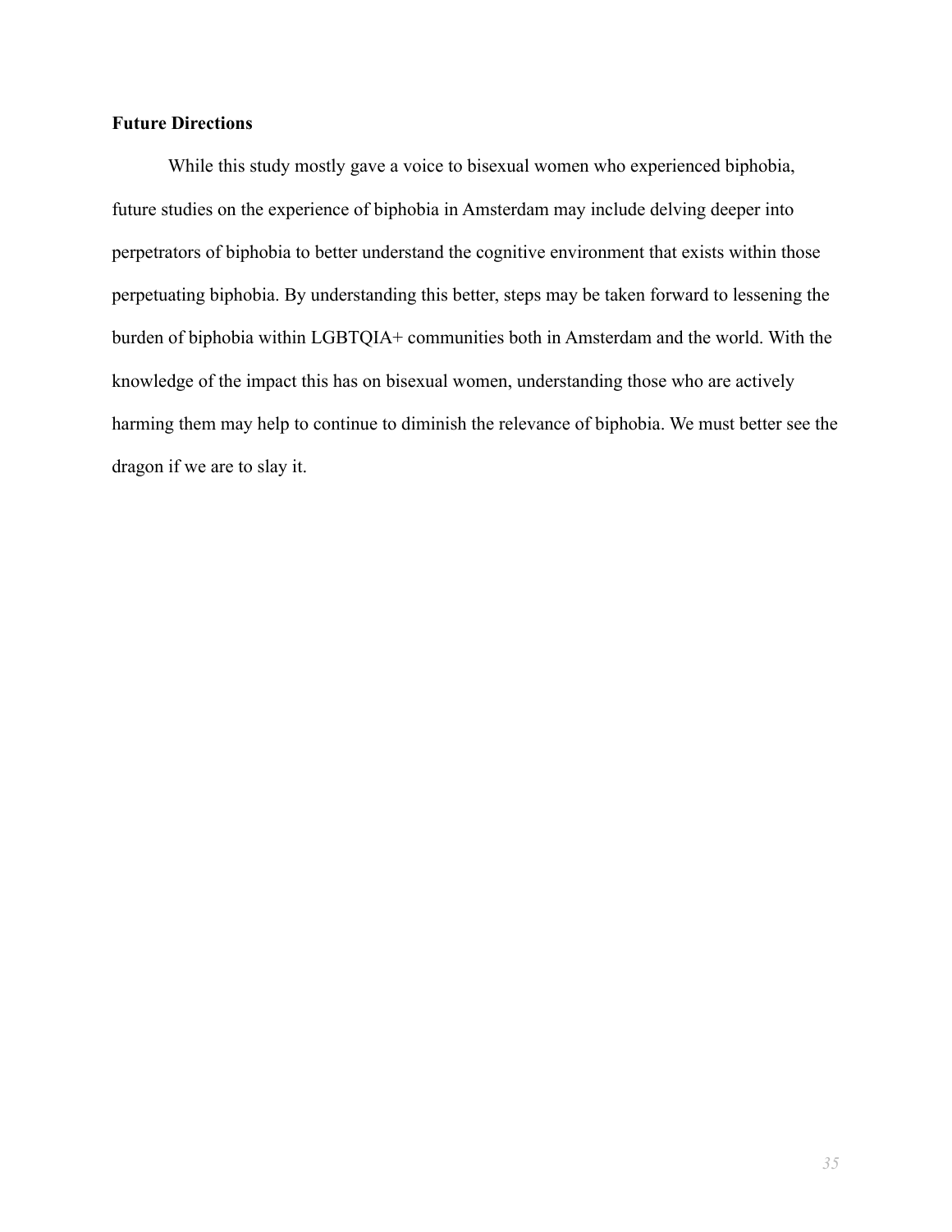### Future Directions

While this study mostly gave a voice to bisexual women who experienced biphobia, future studies on the experience of biphobia in Amsterdam may include delving deeper into perpetrators of biphobia to better understand the cognitive environment that exists within those perpetuating biphobia. By understanding this better, steps may be taken forward to lessening the burden of biphobia within LGBTQIA+ communities both in Amsterdam and the world. With the knowledge of the impact this has on bisexual women, understanding those who are actively harming them may help to continue to diminish the relevance of biphobia. We must better see the dragon if we are to slay it.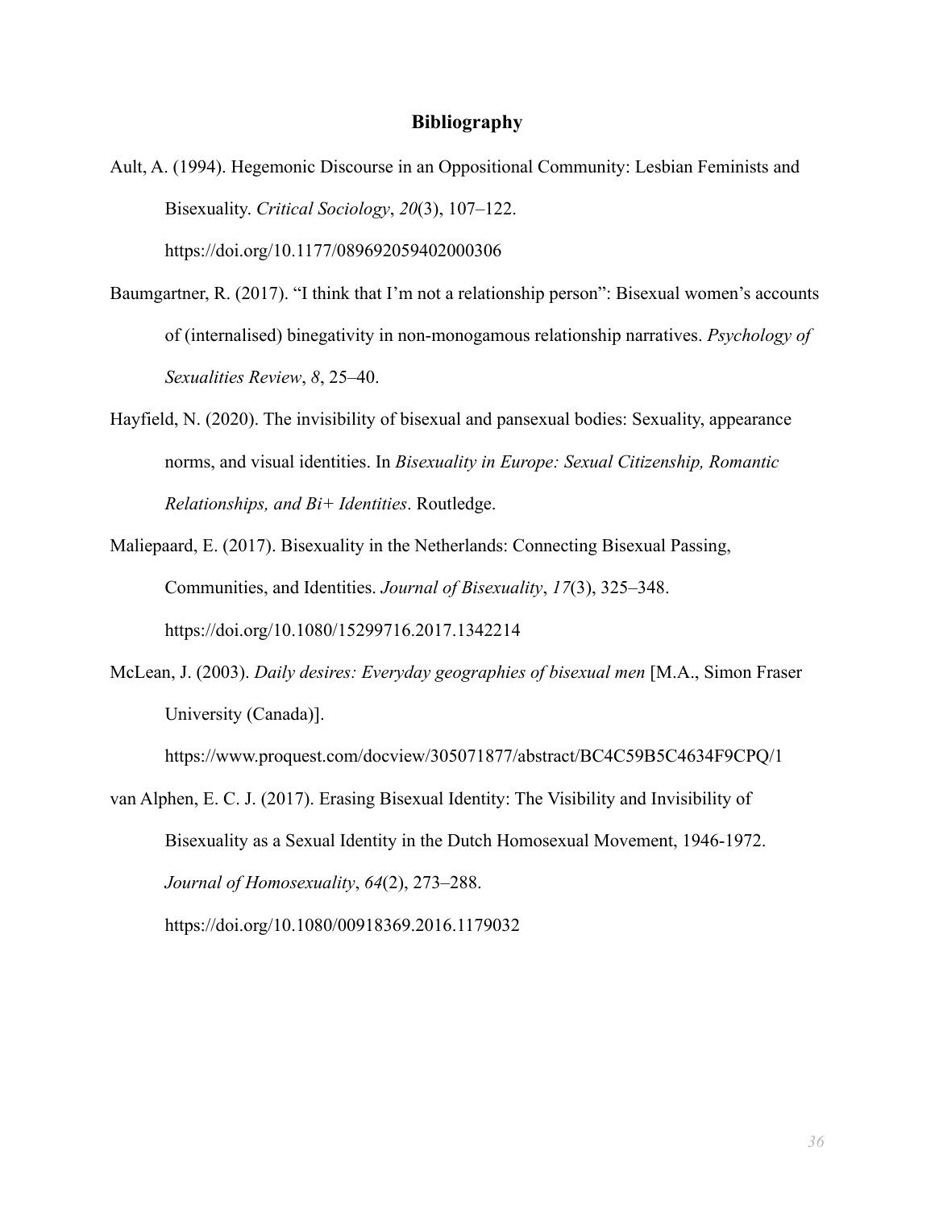# Bibliography

Ault, A. (1994). Hegemonic Discourse in an Oppositional Community: Lesbian Feminists and Bisexuality. *Critical Sociology*, *20*(3), 107–122. https://doi.org/10.1177/089692059402000306

Baumgartner, R. (2017). "I think that I'm not a relationship person": Bisexual women's accounts of (internalised) binegativity in non-monogamous relationship narratives. *Psychology of Sexualities Review*, *8*, 25–40.

Hayfield, N. (2020). The invisibility of bisexual and pansexual bodies: Sexuality, appearance norms, and visual identities. In *Bisexuality in Europe: Sexual Citizenship, Romantic Relationships, and Bi+ Identities*. Routledge.

Maliepaard, E. (2017). Bisexuality in the Netherlands: Connecting Bisexual Passing, Communities, and Identities. *Journal of Bisexuality*, *17*(3), 325–348. https://doi.org/10.1080/15299716.2017.1342214

McLean, J. (2003). *Daily desires: Everyday geographies of bisexual men* [M.A., Simon Fraser University (Canada)]. https://www.proquest.com/docview/305071877/abstract/BC4C59B5C4634F9CPQ/1

van Alphen, E. C. J. (2017). Erasing Bisexual Identity: The Visibility and Invisibility of Bisexuality as a Sexual Identity in the Dutch Homosexual Movement, 1946-1972. *Journal of Homosexuality*, *64*(2), 273–288. https://doi.org/10.1080/00918369.2016.1179032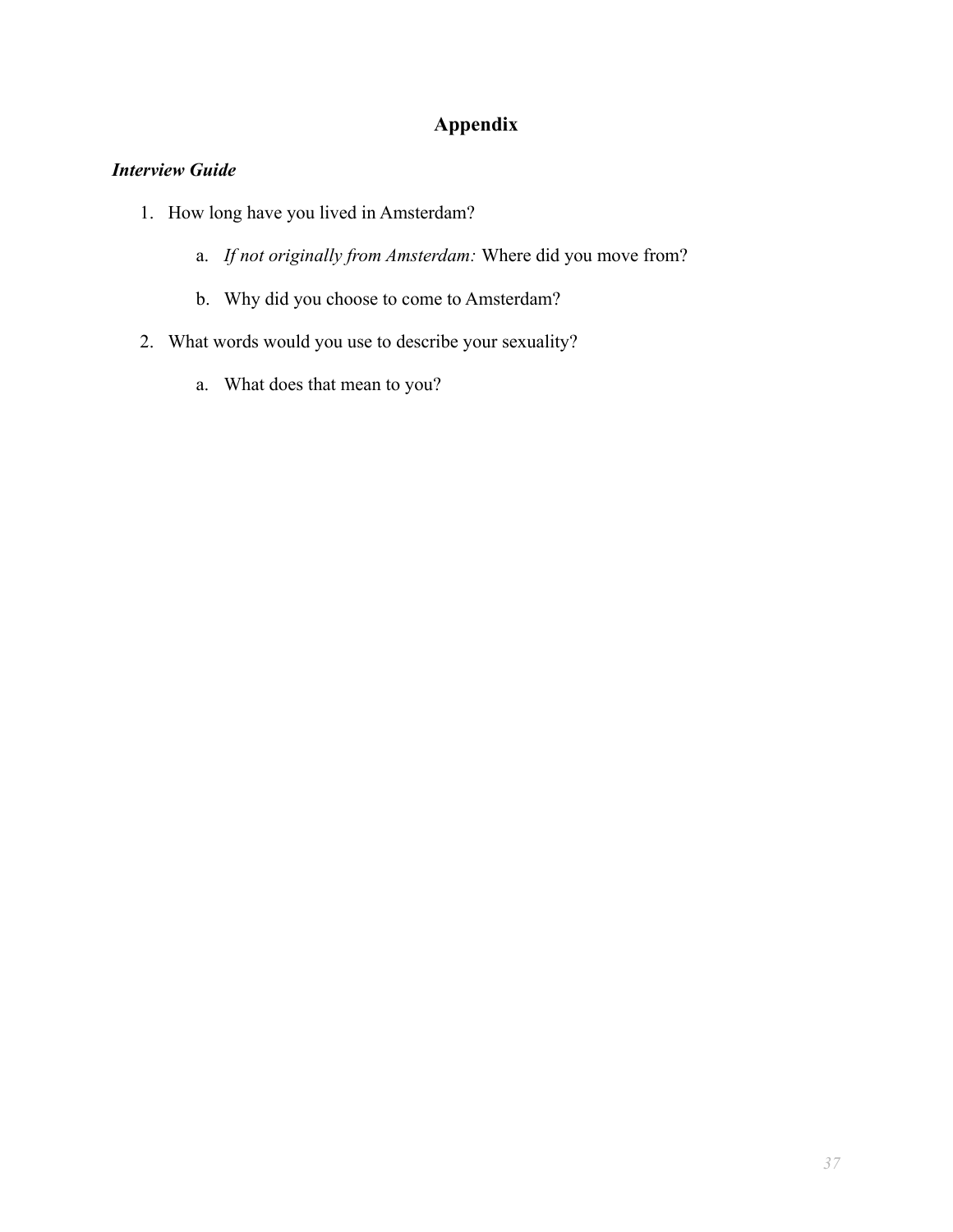# Appendix

***Interview Guide***

1. How long have you lived in Amsterdam?
    a. *If not originally from Amsterdam:* Where did you move from?
    b. Why did you choose to come to Amsterdam?
2. What words would you use to describe your sexuality?
    a. What does that mean to you?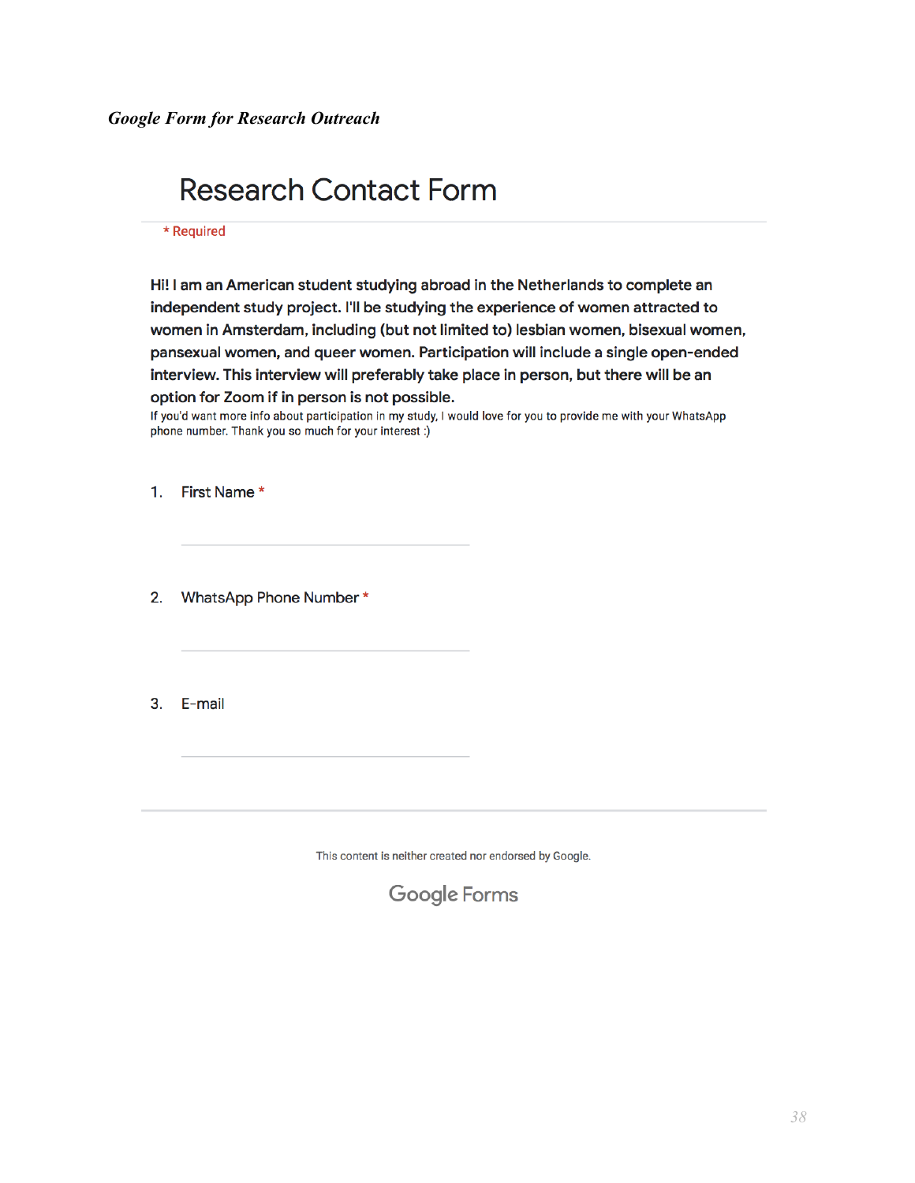*Google Form for Research Outreach*

# Research Contact Form

* Required

**Hi! I am an American student studying abroad in the Netherlands to complete an independent study project. I'll be studying the experience of women attracted to women in Amsterdam, including (but not limited to) lesbian women, bisexual women, pansexual women, and queer women. Participation will include a single open-ended interview. This interview will preferably take place in person, but there will be an option for Zoom if in person is not possible.**

If you'd want more info about participation in my study, I would love for you to provide me with your WhatsApp phone number. Thank you so much for your interest :)

1. First Name *

2. WhatsApp Phone Number *

3. E-mail

This content is neither created nor endorsed by Google.

Google Forms